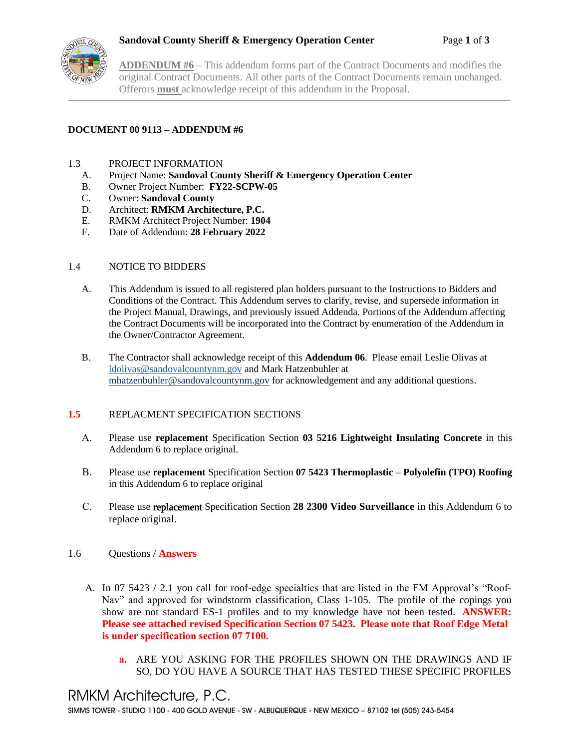**ADDENDUM #6** – This addendum forms part of the Contract Documents and modifies the original Contract Documents. All other parts of the Contract Documents remain unchanged. Offerors **must** acknowledge receipt of this addendum in the Proposal.

# DOCUMENT 00 9113 – ADDENDUM #6

1.3 PROJECT INFORMATION

A. Project Name: **Sandoval County Sheriff & Emergency Operation Center**
B. Owner Project Number: **FY22-SCPW-05**
C. Owner: **Sandoval County**
D. Architect: **RMKM Architecture, P.C.**
E. RMKM Architect Project Number: **1904**
F. Date of Addendum: **28 February 2022**

1.4 NOTICE TO BIDDERS

A. This Addendum is issued to all registered plan holders pursuant to the Instructions to Bidders and Conditions of the Contract. This Addendum serves to clarify, revise, and supersede information in the Project Manual, Drawings, and previously issued Addenda. Portions of the Addendum affecting the Contract Documents will be incorporated into the Contract by enumeration of the Addendum in the Owner/Contractor Agreement.

B. The Contractor shall acknowledge receipt of this **Addendum 06**. Please email Leslie Olivas at ldolivas@sandovalcountynm.gov and Mark Hatzenbuhler at mhatzenbuhler@sandovalcountynm.gov for acknowledgement and any additional questions.

1.5 REPLACMENT SPECIFICATION SECTIONS

A. Please use **replacement** Specification Section **03 5216 Lightweight Insulating Concrete** in this Addendum 6 to replace original.

B. Please use **replacement** Specification Section **07 5423 Thermoplastic – Polyolefin (TPO) Roofing** in this Addendum 6 to replace original

C. Please use **replacement** Specification Section **28 2300 Video Surveillance** in this Addendum 6 to replace original.

1.6 Questions / **Answers**

A. In 07 5423 / 2.1 you call for roof-edge specialties that are listed in the FM Approval's "Roof-Nav" and approved for windstorm classification, Class 1-105. The profile of the copings you show are not standard ES-1 profiles and to my knowledge have not been tested. **ANSWER: Please see attached revised Specification Section 07 5423. Please note that Roof Edge Metal is under specification section 07 7100.**

  a. ARE YOU ASKING FOR THE PROFILES SHOWN ON THE DRAWINGS AND IF SO, DO YOU HAVE A SOURCE THAT HAS TESTED THESE SPECIFIC PROFILES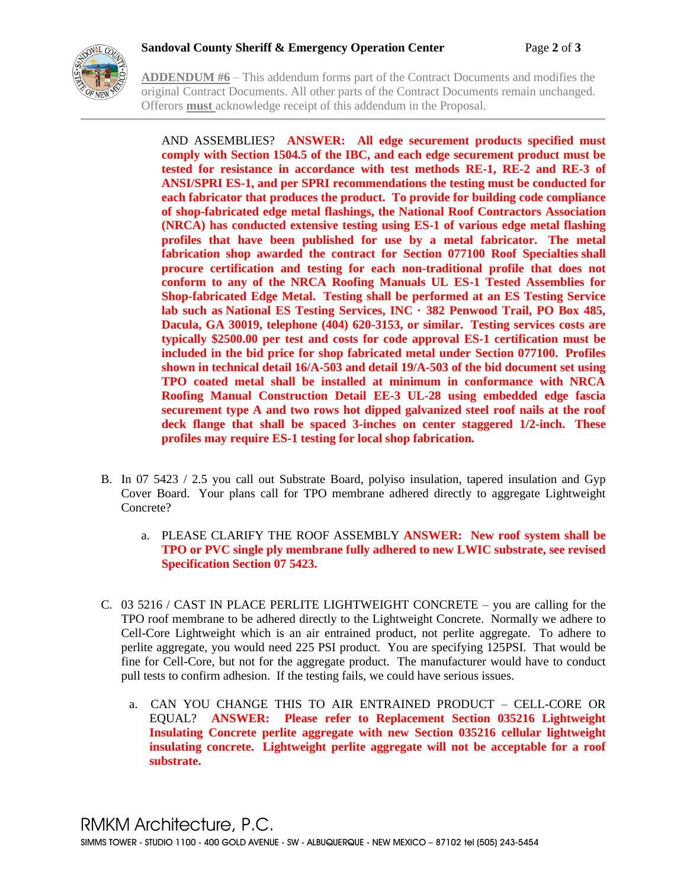AND ASSEMBLIES? **ANSWER: All edge securement products specified must comply with Section 1504.5 of the IBC, and each edge securement product must be tested for resistance in accordance with test methods RE-1, RE-2 and RE-3 of ANSI/SPRI ES-1, and per SPRI recommendations the testing must be conducted for each fabricator that produces the product. To provide for building code compliance of shop-fabricated edge metal flashings, the National Roof Contractors Association (NRCA) has conducted extensive testing using ES-1 of various edge metal flashing profiles that have been published for use by a metal fabricator. The metal fabrication shop awarded the contract for Section 077100 Roof Specialties shall procure certification and testing for each non-traditional profile that does not conform to any of the NRCA Roofing Manuals UL ES-1 Tested Assemblies for Shop-fabricated Edge Metal. Testing shall be performed at an ES Testing Service lab such as National ES Testing Services, INC · 382 Penwood Trail, PO Box 485, Dacula, GA 30019, telephone (404) 620-3153, or similar. Testing services costs are typically $2500.00 per test and costs for code approval ES-1 certification must be included in the bid price for shop fabricated metal under Section 077100. Profiles shown in technical detail 16/A-503 and detail 19/A-503 of the bid document set using TPO coated metal shall be installed at minimum in conformance with NRCA Roofing Manual Construction Detail EE-3 UL-28 using embedded edge fascia securement type A and two rows hot dipped galvanized steel roof nails at the roof deck flange that shall be spaced 3-inches on center staggered 1/2-inch. These profiles may require ES-1 testing for local shop fabrication.**

B. In 07 5423 / 2.5 you call out Substrate Board, polyiso insulation, tapered insulation and Gyp Cover Board. Your plans call for TPO membrane adhered directly to aggregate Lightweight Concrete?

   a. PLEASE CLARIFY THE ROOF ASSEMBLY **ANSWER: New roof system shall be TPO or PVC single ply membrane fully adhered to new LWIC substrate, see revised Specification Section 07 5423.**

C. 03 5216 / CAST IN PLACE PERLITE LIGHTWEIGHT CONCRETE – you are calling for the TPO roof membrane to be adhered directly to the Lightweight Concrete. Normally we adhere to Cell-Core Lightweight which is an air entrained product, not perlite aggregate. To adhere to perlite aggregate, you would need 225 PSI product. You are specifying 125PSI. That would be fine for Cell-Core, but not for the aggregate product. The manufacturer would have to conduct pull tests to confirm adhesion. If the testing fails, we could have serious issues.

   a. CAN YOU CHANGE THIS TO AIR ENTRAINED PRODUCT – CELL-CORE OR EQUAL? **ANSWER: Please refer to Replacement Section 035216 Lightweight Insulating Concrete perlite aggregate with new Section 035216 cellular lightweight insulating concrete. Lightweight perlite aggregate will not be acceptable for a roof substrate.**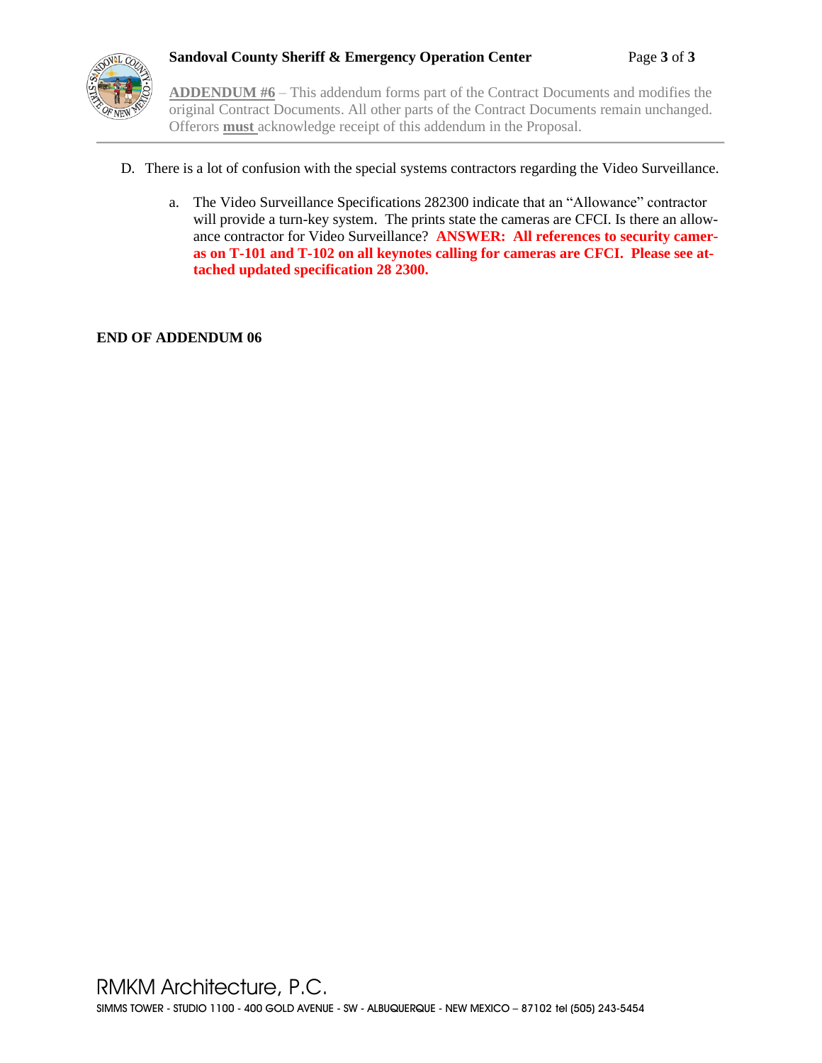D. There is a lot of confusion with the special systems contractors regarding the Video Surveillance.

   a. The Video Surveillance Specifications 282300 indicate that an "Allowance" contractor will provide a turn-key system. The prints state the cameras are CFCI. Is there an allowance contractor for Video Surveillance? **ANSWER: All references to security cameras on T-101 and T-102 on all keynotes calling for cameras are CFCI. Please see attached updated specification 28 2300.**

**END OF ADDENDUM 06**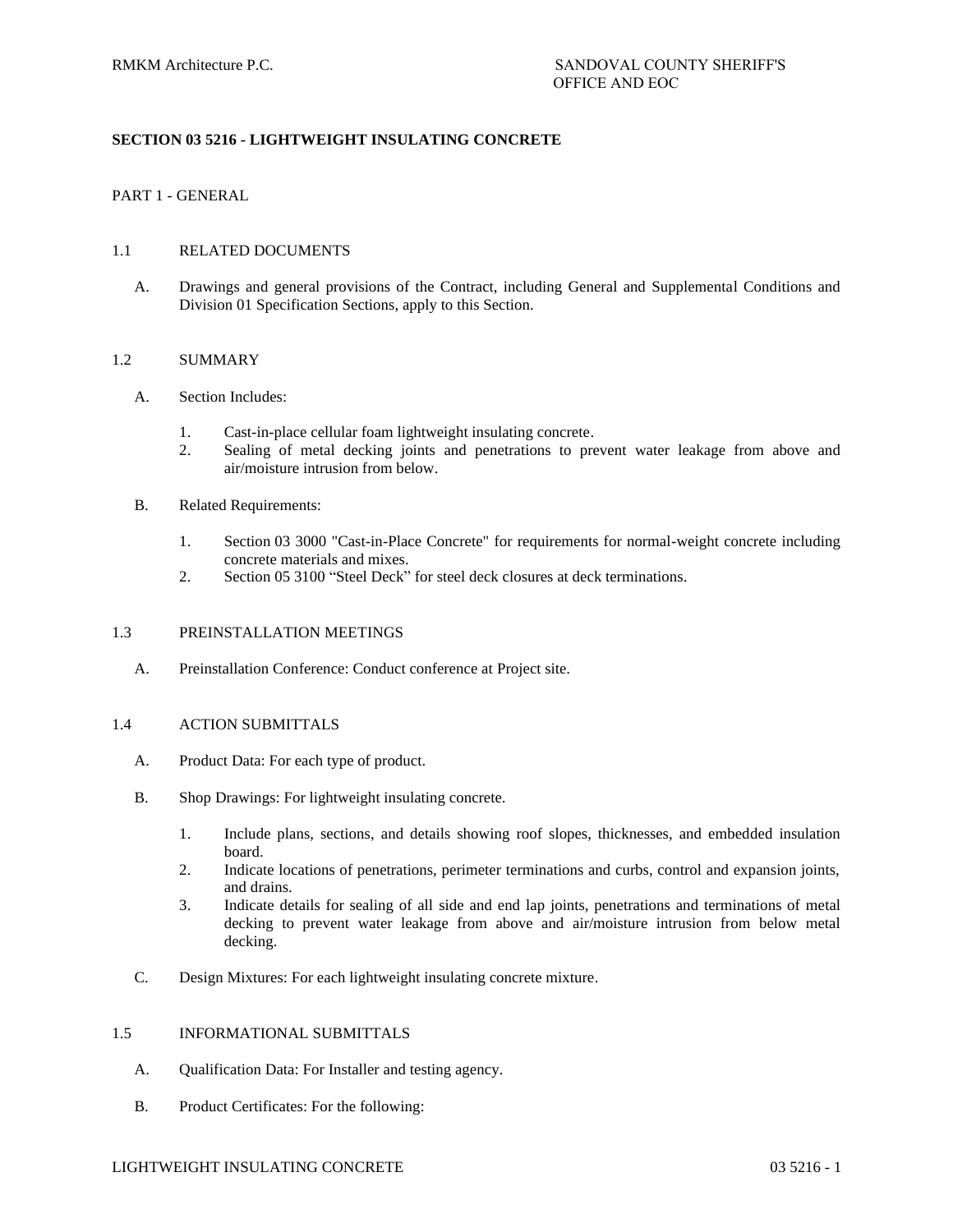## SECTION 03 5216 - LIGHTWEIGHT INSULATING CONCRETE

PART 1 - GENERAL

1.1 RELATED DOCUMENTS

A. Drawings and general provisions of the Contract, including General and Supplemental Conditions and Division 01 Specification Sections, apply to this Section.

1.2 SUMMARY

A. Section Includes:

1. Cast-in-place cellular foam lightweight insulating concrete.
2. Sealing of metal decking joints and penetrations to prevent water leakage from above and air/moisture intrusion from below.

B. Related Requirements:

1. Section 03 3000 "Cast-in-Place Concrete" for requirements for normal-weight concrete including concrete materials and mixes.
2. Section 05 3100 “Steel Deck” for steel deck closures at deck terminations.

1.3 PREINSTALLATION MEETINGS

A. Preinstallation Conference: Conduct conference at Project site.

1.4 ACTION SUBMITTALS

A. Product Data: For each type of product.

B. Shop Drawings: For lightweight insulating concrete.

1. Include plans, sections, and details showing roof slopes, thicknesses, and embedded insulation board.
2. Indicate locations of penetrations, perimeter terminations and curbs, control and expansion joints, and drains.
3. Indicate details for sealing of all side and end lap joints, penetrations and terminations of metal decking to prevent water leakage from above and air/moisture intrusion from below metal decking.

C. Design Mixtures: For each lightweight insulating concrete mixture.

1.5 INFORMATIONAL SUBMITTALS

A. Qualification Data: For Installer and testing agency.

B. Product Certificates: For the following: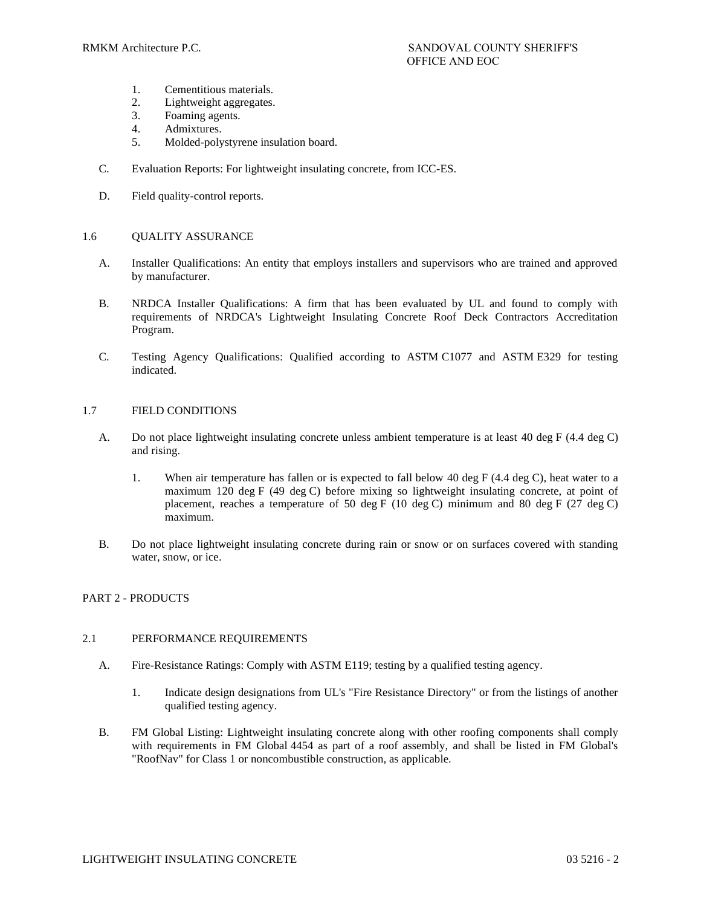1. Cementitious materials.
2. Lightweight aggregates.
3. Foaming agents.
4. Admixtures.
5. Molded-polystyrene insulation board.

C. Evaluation Reports: For lightweight insulating concrete, from ICC-ES.

D. Field quality-control reports.

## 1.6 QUALITY ASSURANCE

A. Installer Qualifications: An entity that employs installers and supervisors who are trained and approved by manufacturer.

B. NRDCA Installer Qualifications: A firm that has been evaluated by UL and found to comply with requirements of NRDCA's Lightweight Insulating Concrete Roof Deck Contractors Accreditation Program.

C. Testing Agency Qualifications: Qualified according to ASTM C1077 and ASTM E329 for testing indicated.

## 1.7 FIELD CONDITIONS

A. Do not place lightweight insulating concrete unless ambient temperature is at least 40 deg F (4.4 deg C) and rising.

1. When air temperature has fallen or is expected to fall below 40 deg F (4.4 deg C), heat water to a maximum 120 deg F (49 deg C) before mixing so lightweight insulating concrete, at point of placement, reaches a temperature of 50 deg F (10 deg C) minimum and 80 deg F (27 deg C) maximum.

B. Do not place lightweight insulating concrete during rain or snow or on surfaces covered with standing water, snow, or ice.

# PART 2 - PRODUCTS

## 2.1 PERFORMANCE REQUIREMENTS

A. Fire-Resistance Ratings: Comply with ASTM E119; testing by a qualified testing agency.

1. Indicate design designations from UL's "Fire Resistance Directory" or from the listings of another qualified testing agency.

B. FM Global Listing: Lightweight insulating concrete along with other roofing components shall comply with requirements in FM Global 4454 as part of a roof assembly, and shall be listed in FM Global's "RoofNav" for Class 1 or noncombustible construction, as applicable.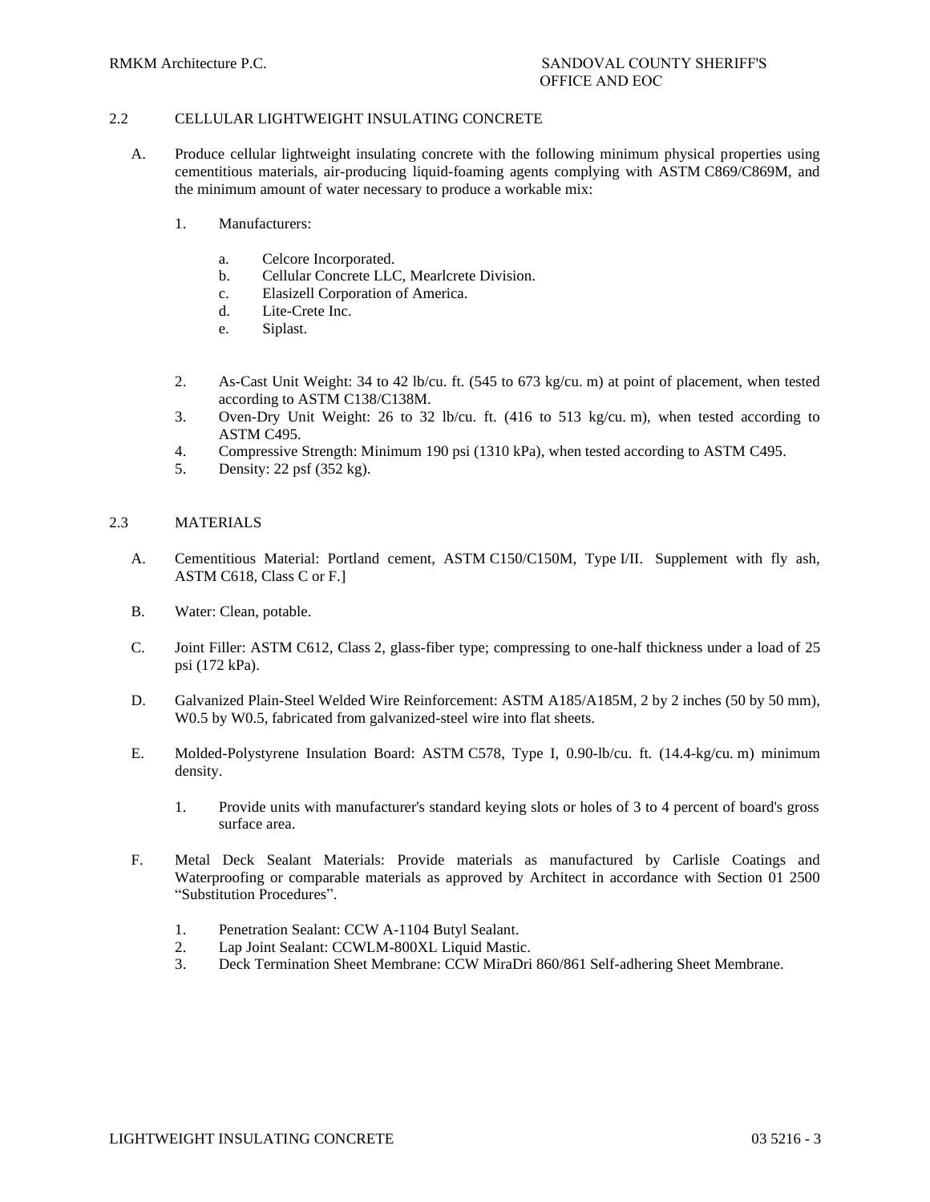## 2.2 CELLULAR LIGHTWEIGHT INSULATING CONCRETE

A. Produce cellular lightweight insulating concrete with the following minimum physical properties using cementitious materials, air-producing liquid-foaming agents complying with ASTM C869/C869M, and the minimum amount of water necessary to produce a workable mix:

1. Manufacturers:

   a. Celcore Incorporated.
   b. Cellular Concrete LLC, Mearlcrete Division.
   c. Elasizell Corporation of America.
   d. Lite-Crete Inc.
   e. Siplast.

2. As-Cast Unit Weight: 34 to 42 lb/cu. ft. (545 to 673 kg/cu. m) at point of placement, when tested according to ASTM C138/C138M.
3. Oven-Dry Unit Weight: 26 to 32 lb/cu. ft. (416 to 513 kg/cu. m), when tested according to ASTM C495.
4. Compressive Strength: Minimum 190 psi (1310 kPa), when tested according to ASTM C495.
5. Density: 22 psf (352 kg).

## 2.3 MATERIALS

A. Cementitious Material: Portland cement, ASTM C150/C150M, Type I/II. Supplement with fly ash, ASTM C618, Class C or F.]

B. Water: Clean, potable.

C. Joint Filler: ASTM C612, Class 2, glass-fiber type; compressing to one-half thickness under a load of 25 psi (172 kPa).

D. Galvanized Plain-Steel Welded Wire Reinforcement: ASTM A185/A185M, 2 by 2 inches (50 by 50 mm), W0.5 by W0.5, fabricated from galvanized-steel wire into flat sheets.

E. Molded-Polystyrene Insulation Board: ASTM C578, Type I, 0.90-lb/cu. ft. (14.4-kg/cu. m) minimum density.

1. Provide units with manufacturer's standard keying slots or holes of 3 to 4 percent of board's gross surface area.

F. Metal Deck Sealant Materials: Provide materials as manufactured by Carlisle Coatings and Waterproofing or comparable materials as approved by Architect in accordance with Section 01 2500 "Substitution Procedures".

1. Penetration Sealant: CCW A-1104 Butyl Sealant.
2. Lap Joint Sealant: CCWLM-800XL Liquid Mastic.
3. Deck Termination Sheet Membrane: CCW MiraDri 860/861 Self-adhering Sheet Membrane.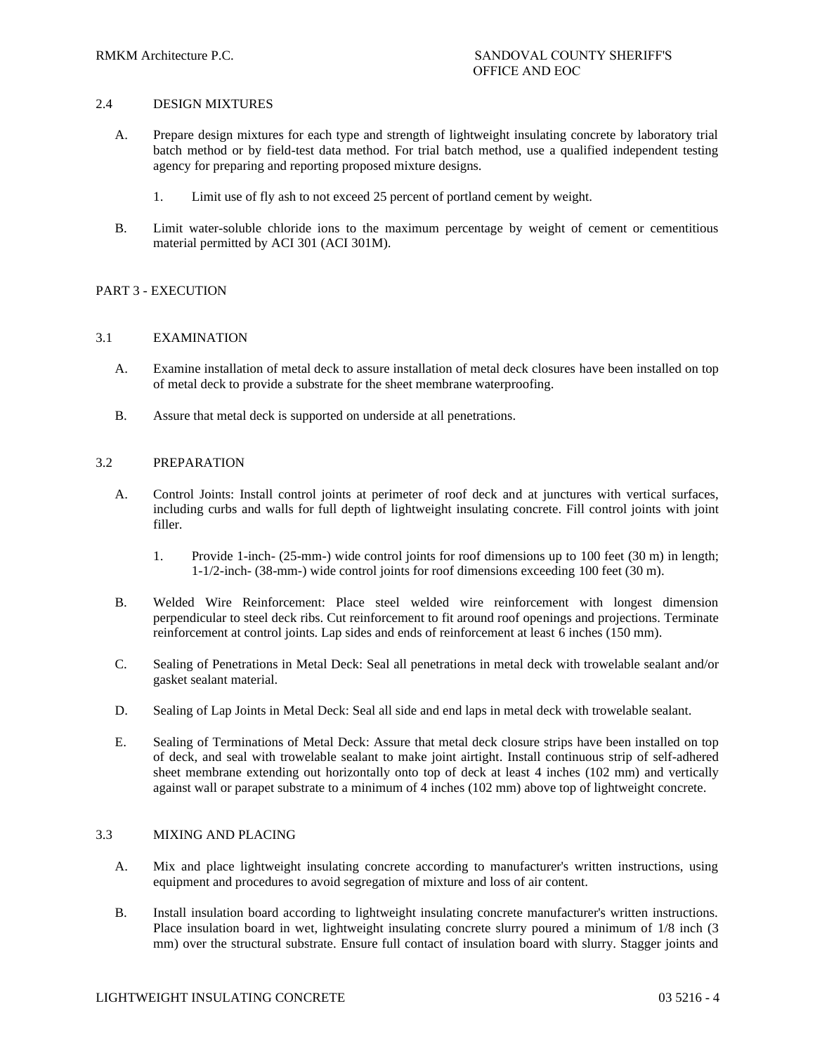## 2.4 DESIGN MIXTURES

A. Prepare design mixtures for each type and strength of lightweight insulating concrete by laboratory trial batch method or by field-test data method. For trial batch method, use a qualified independent testing agency for preparing and reporting proposed mixture designs.

   1. Limit use of fly ash to not exceed 25 percent of portland cement by weight.

B. Limit water-soluble chloride ions to the maximum percentage by weight of cement or cementitious material permitted by ACI 301 (ACI 301M).

# PART 3 - EXECUTION

## 3.1 EXAMINATION

A. Examine installation of metal deck to assure installation of metal deck closures have been installed on top of metal deck to provide a substrate for the sheet membrane waterproofing.

B. Assure that metal deck is supported on underside at all penetrations.

## 3.2 PREPARATION

A. Control Joints: Install control joints at perimeter of roof deck and at junctures with vertical surfaces, including curbs and walls for full depth of lightweight insulating concrete. Fill control joints with joint filler.

   1. Provide 1-inch- (25-mm-) wide control joints for roof dimensions up to 100 feet (30 m) in length; 1-1/2-inch- (38-mm-) wide control joints for roof dimensions exceeding 100 feet (30 m).

B. Welded Wire Reinforcement: Place steel welded wire reinforcement with longest dimension perpendicular to steel deck ribs. Cut reinforcement to fit around roof openings and projections. Terminate reinforcement at control joints. Lap sides and ends of reinforcement at least 6 inches (150 mm).

C. Sealing of Penetrations in Metal Deck: Seal all penetrations in metal deck with trowelable sealant and/or gasket sealant material.

D. Sealing of Lap Joints in Metal Deck: Seal all side and end laps in metal deck with trowelable sealant.

E. Sealing of Terminations of Metal Deck: Assure that metal deck closure strips have been installed on top of deck, and seal with trowelable sealant to make joint airtight. Install continuous strip of self-adhered sheet membrane extending out horizontally onto top of deck at least 4 inches (102 mm) and vertically against wall or parapet substrate to a minimum of 4 inches (102 mm) above top of lightweight concrete.

## 3.3 MIXING AND PLACING

A. Mix and place lightweight insulating concrete according to manufacturer's written instructions, using equipment and procedures to avoid segregation of mixture and loss of air content.

B. Install insulation board according to lightweight insulating concrete manufacturer's written instructions. Place insulation board in wet, lightweight insulating concrete slurry poured a minimum of 1/8 inch (3 mm) over the structural substrate. Ensure full contact of insulation board with slurry. Stagger joints and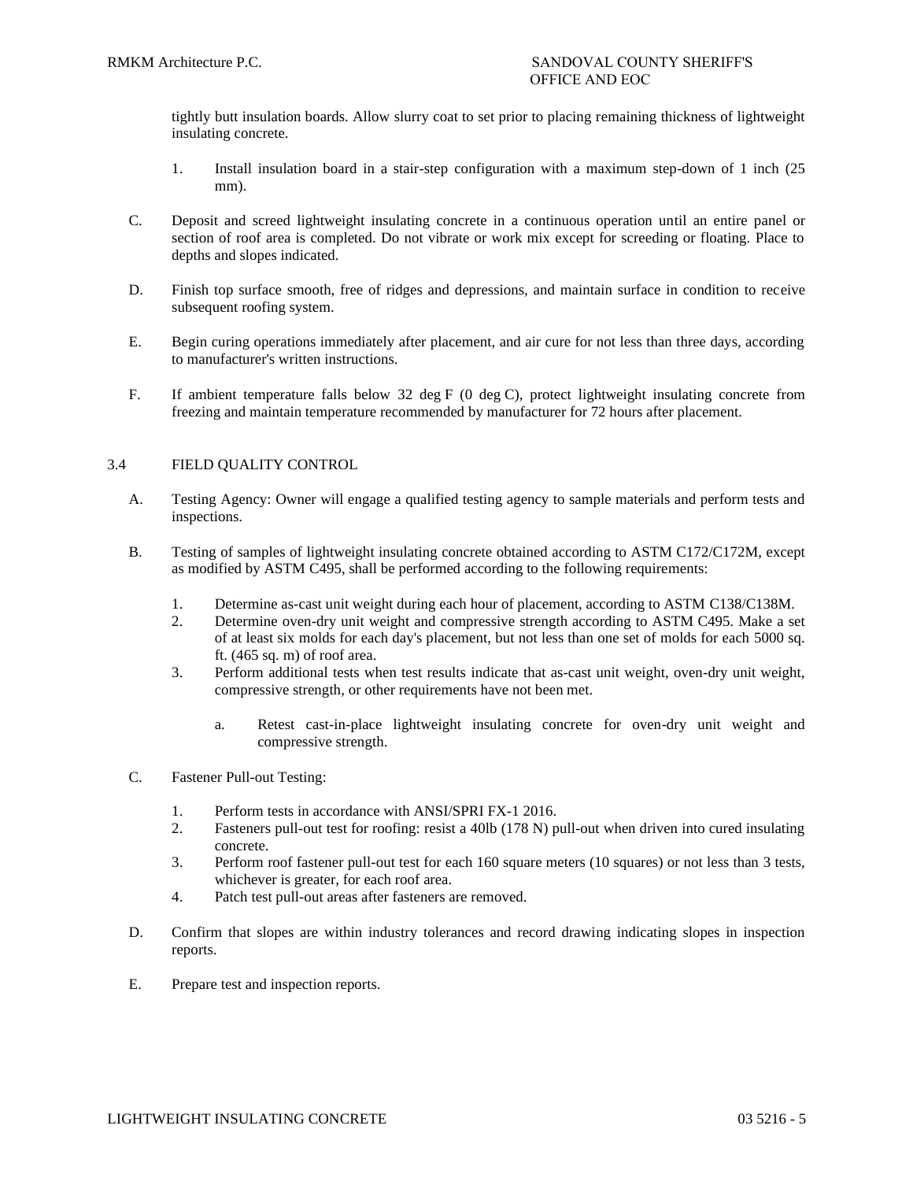tightly butt insulation boards. Allow slurry coat to set prior to placing remaining thickness of lightweight insulating concrete.

1. Install insulation board in a stair-step configuration with a maximum step-down of 1 inch (25 mm).

C. Deposit and screed lightweight insulating concrete in a continuous operation until an entire panel or section of roof area is completed. Do not vibrate or work mix except for screeding or floating. Place to depths and slopes indicated.

D. Finish top surface smooth, free of ridges and depressions, and maintain surface in condition to receive subsequent roofing system.

E. Begin curing operations immediately after placement, and air cure for not less than three days, according to manufacturer's written instructions.

F. If ambient temperature falls below 32 deg F (0 deg C), protect lightweight insulating concrete from freezing and maintain temperature recommended by manufacturer for 72 hours after placement.

## 3.4 FIELD QUALITY CONTROL

A. Testing Agency: Owner will engage a qualified testing agency to sample materials and perform tests and inspections.

B. Testing of samples of lightweight insulating concrete obtained according to ASTM C172/C172M, except as modified by ASTM C495, shall be performed according to the following requirements:

1. Determine as-cast unit weight during each hour of placement, according to ASTM C138/C138M.
2. Determine oven-dry unit weight and compressive strength according to ASTM C495. Make a set of at least six molds for each day's placement, but not less than one set of molds for each 5000 sq. ft. (465 sq. m) of roof area.
3. Perform additional tests when test results indicate that as-cast unit weight, oven-dry unit weight, compressive strength, or other requirements have not been met.
   a. Retest cast-in-place lightweight insulating concrete for oven-dry unit weight and compressive strength.

C. Fastener Pull-out Testing:

1. Perform tests in accordance with ANSI/SPRI FX-1 2016.
2. Fasteners pull-out test for roofing: resist a 40lb (178 N) pull-out when driven into cured insulating concrete.
3. Perform roof fastener pull-out test for each 160 square meters (10 squares) or not less than 3 tests, whichever is greater, for each roof area.
4. Patch test pull-out areas after fasteners are removed.

D. Confirm that slopes are within industry tolerances and record drawing indicating slopes in inspection reports.

E. Prepare test and inspection reports.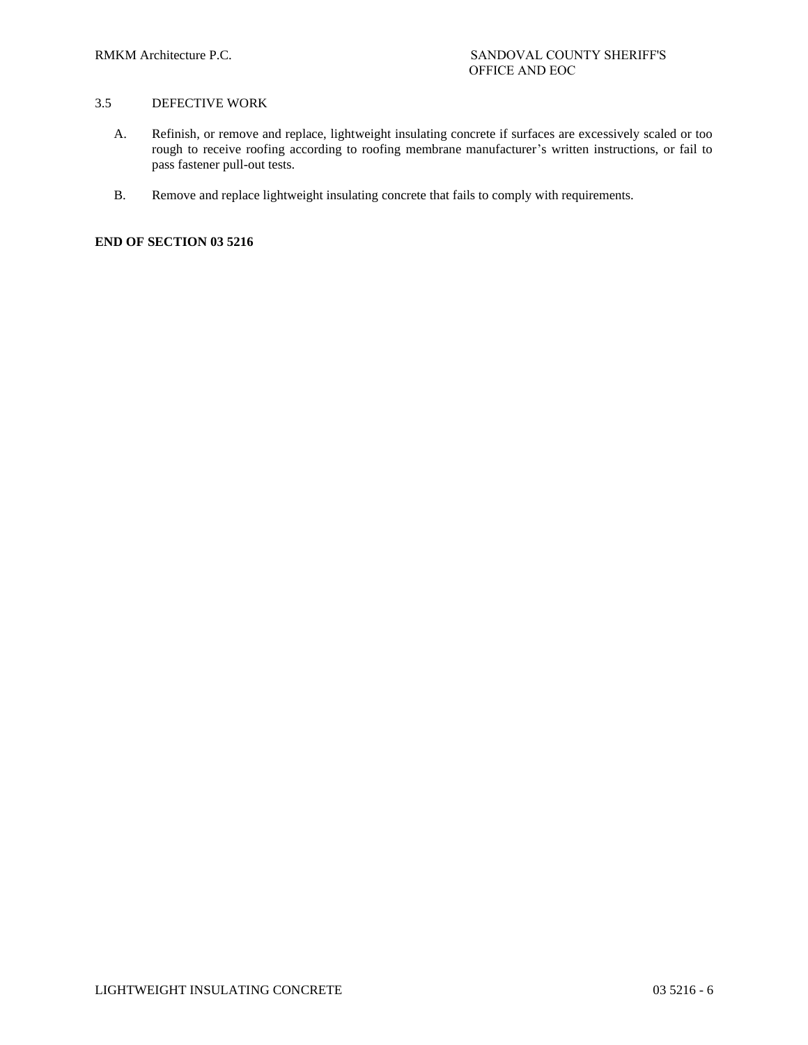## 3.5 DEFECTIVE WORK

A. Refinish, or remove and replace, lightweight insulating concrete if surfaces are excessively scaled or too rough to receive roofing according to roofing membrane manufacturer's written instructions, or fail to pass fastener pull-out tests.

B. Remove and replace lightweight insulating concrete that fails to comply with requirements.

**END OF SECTION 03 5216**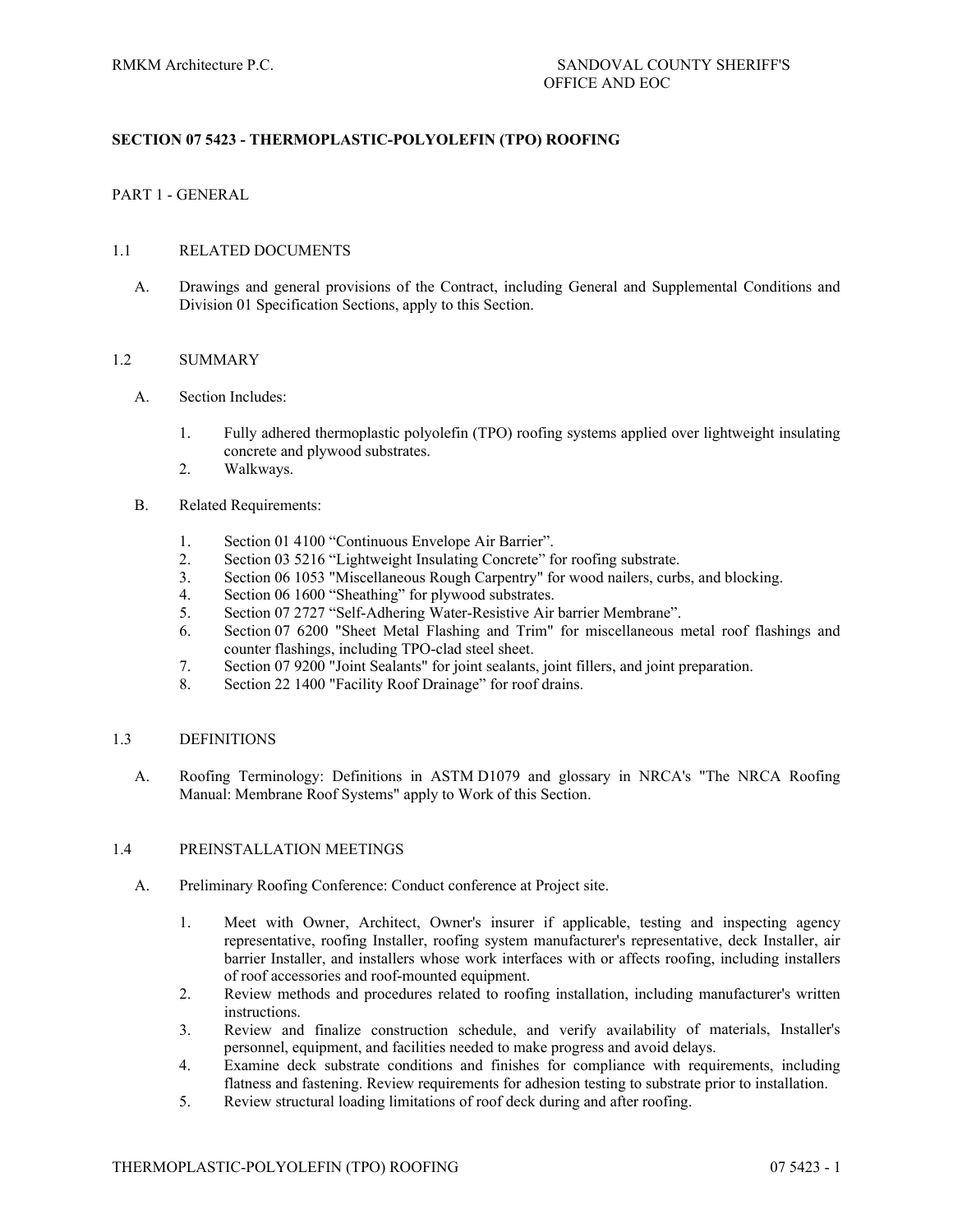## SECTION 07 5423 - THERMOPLASTIC-POLYOLEFIN (TPO) ROOFING

### PART 1 - GENERAL

#### 1.1 RELATED DOCUMENTS

A. Drawings and general provisions of the Contract, including General and Supplemental Conditions and Division 01 Specification Sections, apply to this Section.

#### 1.2 SUMMARY

A. Section Includes:

1. Fully adhered thermoplastic polyolefin (TPO) roofing systems applied over lightweight insulating concrete and plywood substrates.
2. Walkways.

B. Related Requirements:

1. Section 01 4100 “Continuous Envelope Air Barrier”.
2. Section 03 5216 “Lightweight Insulating Concrete” for roofing substrate.
3. Section 06 1053 "Miscellaneous Rough Carpentry" for wood nailers, curbs, and blocking.
4. Section 06 1600 “Sheathing” for plywood substrates.
5. Section 07 2727 “Self-Adhering Water-Resistive Air barrier Membrane”.
6. Section 07 6200 "Sheet Metal Flashing and Trim" for miscellaneous metal roof flashings and counter flashings, including TPO-clad steel sheet.
7. Section 07 9200 "Joint Sealants" for joint sealants, joint fillers, and joint preparation.
8. Section 22 1400 "Facility Roof Drainage” for roof drains.

#### 1.3 DEFINITIONS

A. Roofing Terminology: Definitions in ASTM D1079 and glossary in NRCA's "The NRCA Roofing Manual: Membrane Roof Systems" apply to Work of this Section.

#### 1.4 PREINSTALLATION MEETINGS

A. Preliminary Roofing Conference: Conduct conference at Project site.

1. Meet with Owner, Architect, Owner's insurer if applicable, testing and inspecting agency representative, roofing Installer, roofing system manufacturer's representative, deck Installer, air barrier Installer, and installers whose work interfaces with or affects roofing, including installers of roof accessories and roof-mounted equipment.
2. Review methods and procedures related to roofing installation, including manufacturer's written instructions.
3. Review and finalize construction schedule, and verify availability of materials, Installer's personnel, equipment, and facilities needed to make progress and avoid delays.
4. Examine deck substrate conditions and finishes for compliance with requirements, including flatness and fastening. Review requirements for adhesion testing to substrate prior to installation.
5. Review structural loading limitations of roof deck during and after roofing.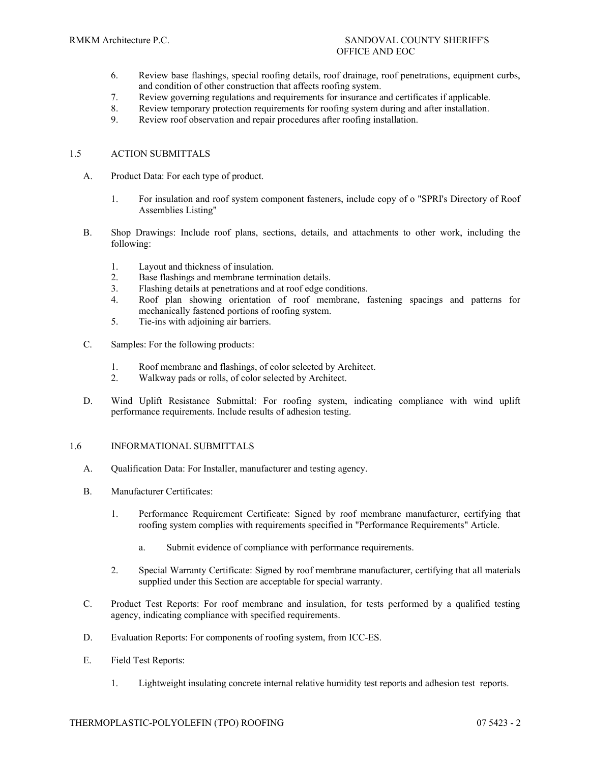6. Review base flashings, special roofing details, roof drainage, roof penetrations, equipment curbs, and condition of other construction that affects roofing system.
7. Review governing regulations and requirements for insurance and certificates if applicable.
8. Review temporary protection requirements for roofing system during and after installation.
9. Review roof observation and repair procedures after roofing installation.

## 1.5 ACTION SUBMITTALS

A. Product Data: For each type of product.

1. For insulation and roof system component fasteners, include copy of o "SPRI's Directory of Roof Assemblies Listing"

B. Shop Drawings: Include roof plans, sections, details, and attachments to other work, including the following:

1. Layout and thickness of insulation.
2. Base flashings and membrane termination details.
3. Flashing details at penetrations and at roof edge conditions.
4. Roof plan showing orientation of roof membrane, fastening spacings and patterns for mechanically fastened portions of roofing system.
5. Tie-ins with adjoining air barriers.

C. Samples: For the following products:

1. Roof membrane and flashings, of color selected by Architect.
2. Walkway pads or rolls, of color selected by Architect.

D. Wind Uplift Resistance Submittal: For roofing system, indicating compliance with wind uplift performance requirements. Include results of adhesion testing.

## 1.6 INFORMATIONAL SUBMITTALS

A. Qualification Data: For Installer, manufacturer and testing agency.

B. Manufacturer Certificates:

1. Performance Requirement Certificate: Signed by roof membrane manufacturer, certifying that roofing system complies with requirements specified in "Performance Requirements" Article.

   a. Submit evidence of compliance with performance requirements.

2. Special Warranty Certificate: Signed by roof membrane manufacturer, certifying that all materials supplied under this Section are acceptable for special warranty.

C. Product Test Reports: For roof membrane and insulation, for tests performed by a qualified testing agency, indicating compliance with specified requirements.

D. Evaluation Reports: For components of roofing system, from ICC-ES.

E. Field Test Reports:

1. Lightweight insulating concrete internal relative humidity test reports and adhesion test reports.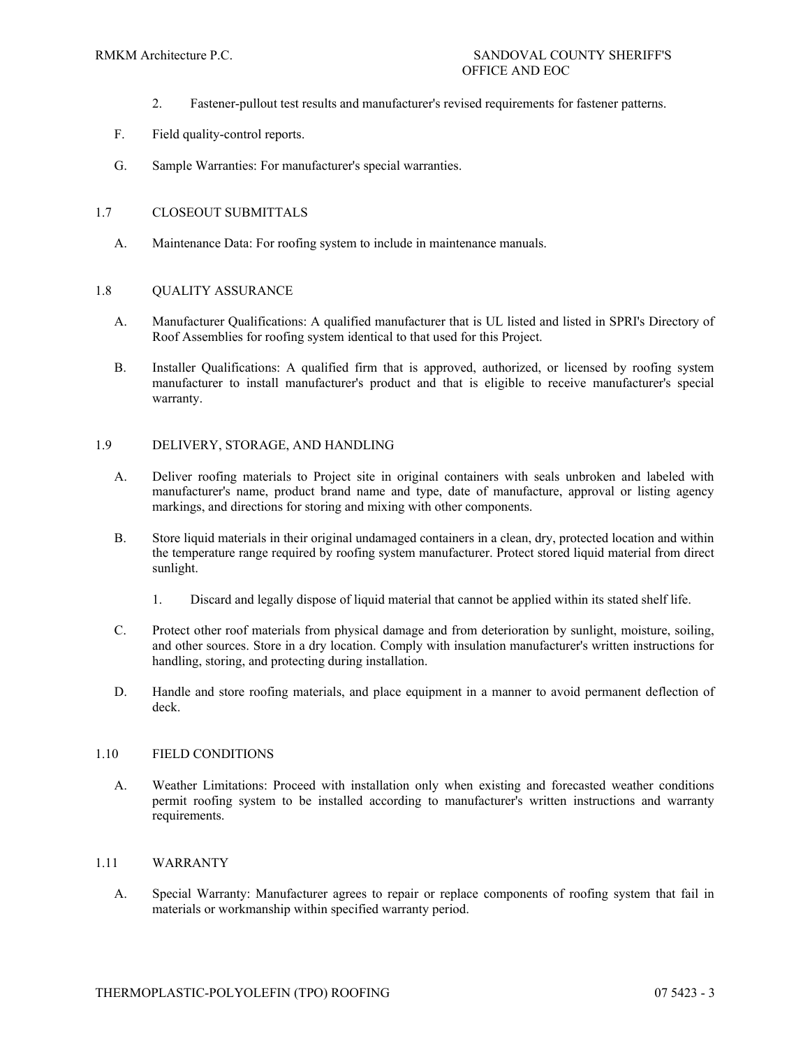2. Fastener-pullout test results and manufacturer's revised requirements for fastener patterns.

F. Field quality-control reports.

G. Sample Warranties: For manufacturer's special warranties.

## 1.7 CLOSEOUT SUBMITTALS

A. Maintenance Data: For roofing system to include in maintenance manuals.

## 1.8 QUALITY ASSURANCE

A. Manufacturer Qualifications: A qualified manufacturer that is UL listed and listed in SPRI's Directory of Roof Assemblies for roofing system identical to that used for this Project.

B. Installer Qualifications: A qualified firm that is approved, authorized, or licensed by roofing system manufacturer to install manufacturer's product and that is eligible to receive manufacturer's special warranty.

## 1.9 DELIVERY, STORAGE, AND HANDLING

A. Deliver roofing materials to Project site in original containers with seals unbroken and labeled with manufacturer's name, product brand name and type, date of manufacture, approval or listing agency markings, and directions for storing and mixing with other components.

B. Store liquid materials in their original undamaged containers in a clean, dry, protected location and within the temperature range required by roofing system manufacturer. Protect stored liquid material from direct sunlight.

1. Discard and legally dispose of liquid material that cannot be applied within its stated shelf life.

C. Protect other roof materials from physical damage and from deterioration by sunlight, moisture, soiling, and other sources. Store in a dry location. Comply with insulation manufacturer's written instructions for handling, storing, and protecting during installation.

D. Handle and store roofing materials, and place equipment in a manner to avoid permanent deflection of deck.

## 1.10 FIELD CONDITIONS

A. Weather Limitations: Proceed with installation only when existing and forecasted weather conditions permit roofing system to be installed according to manufacturer's written instructions and warranty requirements.

## 1.11 WARRANTY

A. Special Warranty: Manufacturer agrees to repair or replace components of roofing system that fail in materials or workmanship within specified warranty period.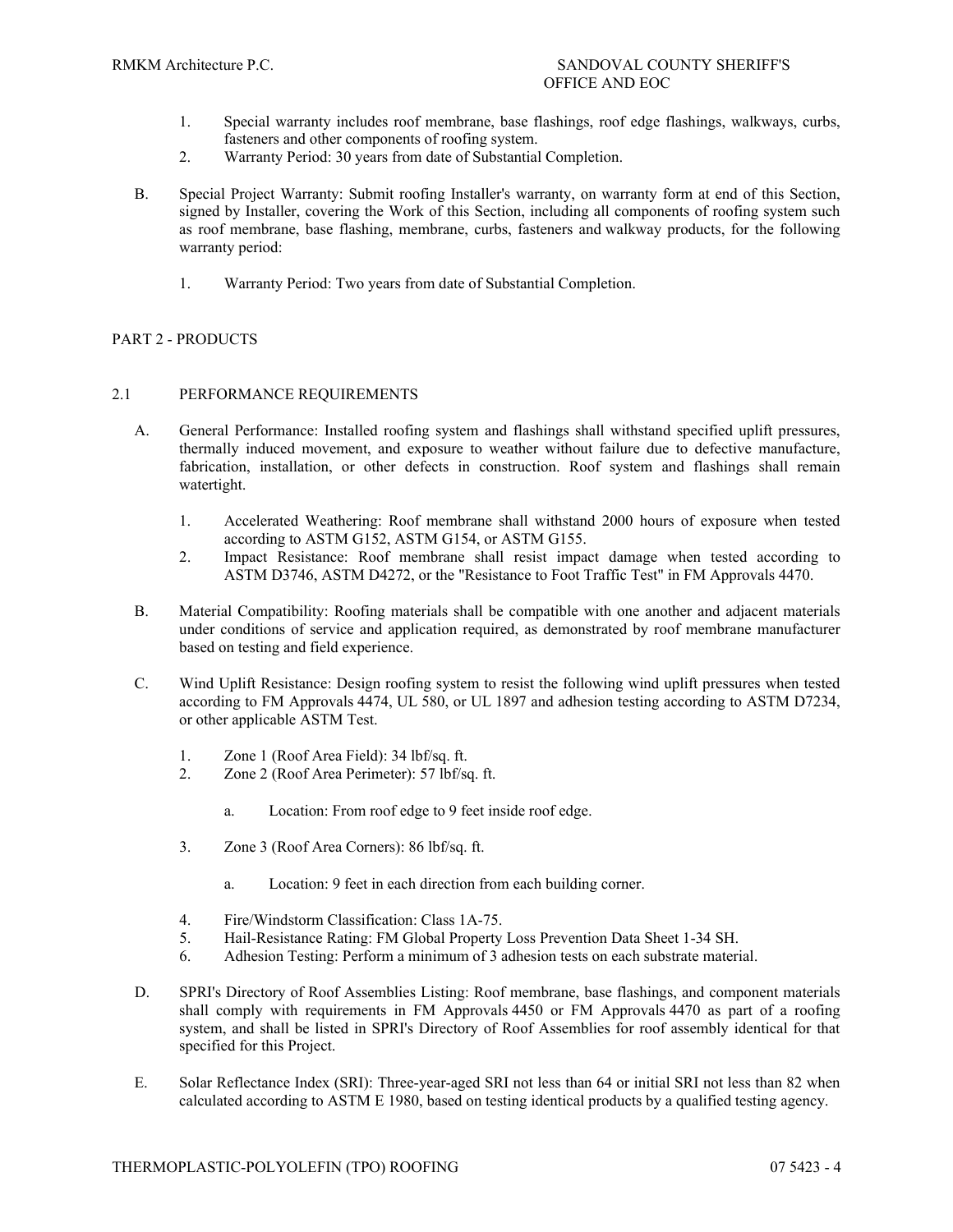1. Special warranty includes roof membrane, base flashings, roof edge flashings, walkways, curbs, fasteners and other components of roofing system.
2. Warranty Period: 30 years from date of Substantial Completion.

B. Special Project Warranty: Submit roofing Installer's warranty, on warranty form at end of this Section, signed by Installer, covering the Work of this Section, including all components of roofing system such as roof membrane, base flashing, membrane, curbs, fasteners and walkway products, for the following warranty period:

1. Warranty Period: Two years from date of Substantial Completion.

## PART 2 - PRODUCTS

### 2.1 PERFORMANCE REQUIREMENTS

A. General Performance: Installed roofing system and flashings shall withstand specified uplift pressures, thermally induced movement, and exposure to weather without failure due to defective manufacture, fabrication, installation, or other defects in construction. Roof system and flashings shall remain watertight.

1. Accelerated Weathering: Roof membrane shall withstand 2000 hours of exposure when tested according to ASTM G152, ASTM G154, or ASTM G155.
2. Impact Resistance: Roof membrane shall resist impact damage when tested according to ASTM D3746, ASTM D4272, or the "Resistance to Foot Traffic Test" in FM Approvals 4470.

B. Material Compatibility: Roofing materials shall be compatible with one another and adjacent materials under conditions of service and application required, as demonstrated by roof membrane manufacturer based on testing and field experience.

C. Wind Uplift Resistance: Design roofing system to resist the following wind uplift pressures when tested according to FM Approvals 4474, UL 580, or UL 1897 and adhesion testing according to ASTM D7234, or other applicable ASTM Test.

1. Zone 1 (Roof Area Field): 34 lbf/sq. ft.
2. Zone 2 (Roof Area Perimeter): 57 lbf/sq. ft.
   a. Location: From roof edge to 9 feet inside roof edge.
3. Zone 3 (Roof Area Corners): 86 lbf/sq. ft.
   a. Location: 9 feet in each direction from each building corner.
4. Fire/Windstorm Classification: Class 1A-75.
5. Hail-Resistance Rating: FM Global Property Loss Prevention Data Sheet 1-34 SH.
6. Adhesion Testing: Perform a minimum of 3 adhesion tests on each substrate material.

D. SPRI's Directory of Roof Assemblies Listing: Roof membrane, base flashings, and component materials shall comply with requirements in FM Approvals 4450 or FM Approvals 4470 as part of a roofing system, and shall be listed in SPRI's Directory of Roof Assemblies for roof assembly identical for that specified for this Project.

E. Solar Reflectance Index (SRI): Three-year-aged SRI not less than 64 or initial SRI not less than 82 when calculated according to ASTM E 1980, based on testing identical products by a qualified testing agency.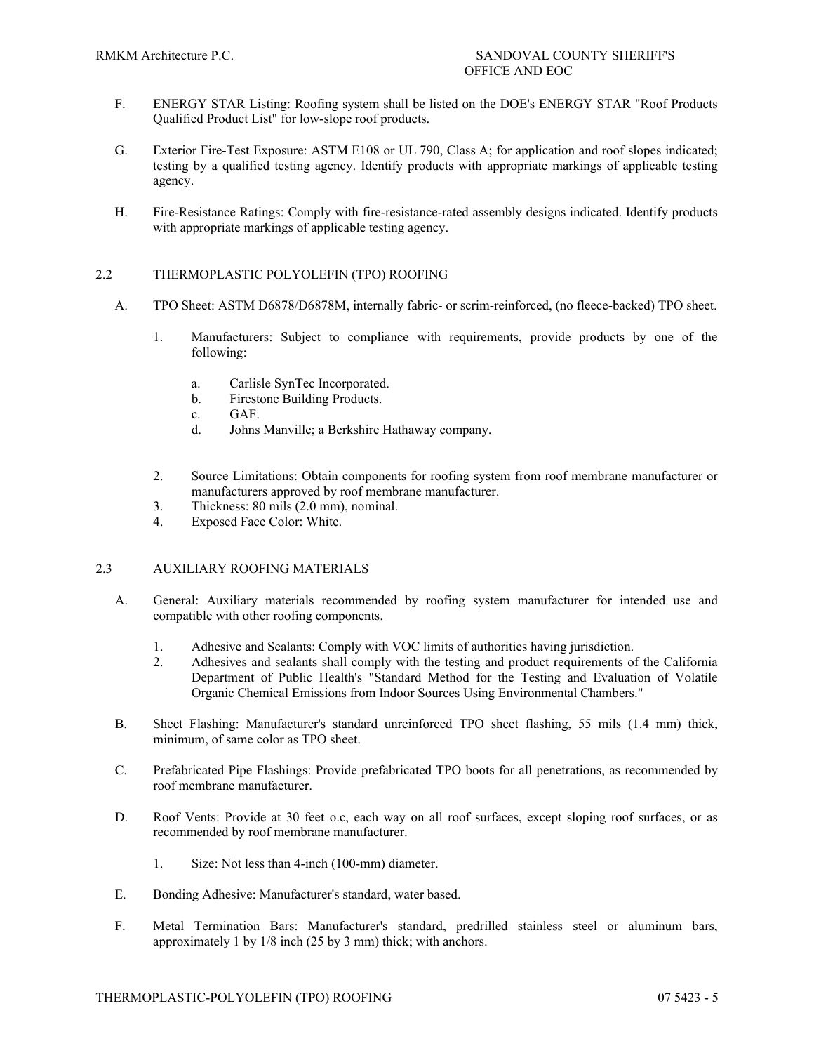F. ENERGY STAR Listing: Roofing system shall be listed on the DOE's ENERGY STAR "Roof Products Qualified Product List" for low-slope roof products.

G. Exterior Fire-Test Exposure: ASTM E108 or UL 790, Class A; for application and roof slopes indicated; testing by a qualified testing agency. Identify products with appropriate markings of applicable testing agency.

H. Fire-Resistance Ratings: Comply with fire-resistance-rated assembly designs indicated. Identify products with appropriate markings of applicable testing agency.

## 2.2 THERMOPLASTIC POLYOLEFIN (TPO) ROOFING

A. TPO Sheet: ASTM D6878/D6878M, internally fabric- or scrim-reinforced, (no fleece-backed) TPO sheet.

1. Manufacturers: Subject to compliance with requirements, provide products by one of the following:
   a. Carlisle SynTec Incorporated.
   b. Firestone Building Products.
   c. GAF.
   d. Johns Manville; a Berkshire Hathaway company.

2. Source Limitations: Obtain components for roofing system from roof membrane manufacturer or manufacturers approved by roof membrane manufacturer.
3. Thickness: 80 mils (2.0 mm), nominal.
4. Exposed Face Color: White.

## 2.3 AUXILIARY ROOFING MATERIALS

A. General: Auxiliary materials recommended by roofing system manufacturer for intended use and compatible with other roofing components.

1. Adhesive and Sealants: Comply with VOC limits of authorities having jurisdiction.
2. Adhesives and sealants shall comply with the testing and product requirements of the California Department of Public Health's "Standard Method for the Testing and Evaluation of Volatile Organic Chemical Emissions from Indoor Sources Using Environmental Chambers."

B. Sheet Flashing: Manufacturer's standard unreinforced TPO sheet flashing, 55 mils (1.4 mm) thick, minimum, of same color as TPO sheet.

C. Prefabricated Pipe Flashings: Provide prefabricated TPO boots for all penetrations, as recommended by roof membrane manufacturer.

D. Roof Vents: Provide at 30 feet o.c, each way on all roof surfaces, except sloping roof surfaces, or as recommended by roof membrane manufacturer.

1. Size: Not less than 4-inch (100-mm) diameter.

E. Bonding Adhesive: Manufacturer's standard, water based.

F. Metal Termination Bars: Manufacturer's standard, predrilled stainless steel or aluminum bars, approximately 1 by 1/8 inch (25 by 3 mm) thick; with anchors.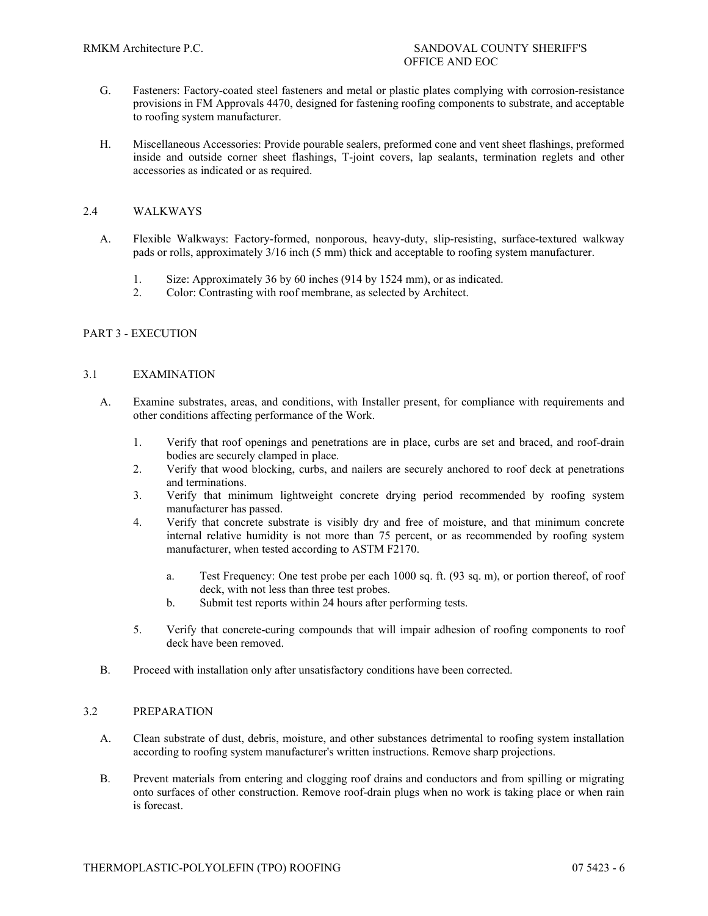G. Fasteners: Factory-coated steel fasteners and metal or plastic plates complying with corrosion-resistance provisions in FM Approvals 4470, designed for fastening roofing components to substrate, and acceptable to roofing system manufacturer.

H. Miscellaneous Accessories: Provide pourable sealers, preformed cone and vent sheet flashings, preformed inside and outside corner sheet flashings, T-joint covers, lap sealants, termination reglets and other accessories as indicated or as required.

## 2.4 WALKWAYS

A. Flexible Walkways: Factory-formed, nonporous, heavy-duty, slip-resisting, surface-textured walkway pads or rolls, approximately 3/16 inch (5 mm) thick and acceptable to roofing system manufacturer.

1. Size: Approximately 36 by 60 inches (914 by 1524 mm), or as indicated.
2. Color: Contrasting with roof membrane, as selected by Architect.

# PART 3 - EXECUTION

## 3.1 EXAMINATION

A. Examine substrates, areas, and conditions, with Installer present, for compliance with requirements and other conditions affecting performance of the Work.

1. Verify that roof openings and penetrations are in place, curbs are set and braced, and roof-drain bodies are securely clamped in place.
2. Verify that wood blocking, curbs, and nailers are securely anchored to roof deck at penetrations and terminations.
3. Verify that minimum lightweight concrete drying period recommended by roofing system manufacturer has passed.
4. Verify that concrete substrate is visibly dry and free of moisture, and that minimum concrete internal relative humidity is not more than 75 percent, or as recommended by roofing system manufacturer, when tested according to ASTM F2170.

   a. Test Frequency: One test probe per each 1000 sq. ft. (93 sq. m), or portion thereof, of roof deck, with not less than three test probes.
   b. Submit test reports within 24 hours after performing tests.

5. Verify that concrete-curing compounds that will impair adhesion of roofing components to roof deck have been removed.

B. Proceed with installation only after unsatisfactory conditions have been corrected.

## 3.2 PREPARATION

A. Clean substrate of dust, debris, moisture, and other substances detrimental to roofing system installation according to roofing system manufacturer's written instructions. Remove sharp projections.

B. Prevent materials from entering and clogging roof drains and conductors and from spilling or migrating onto surfaces of other construction. Remove roof-drain plugs when no work is taking place or when rain is forecast.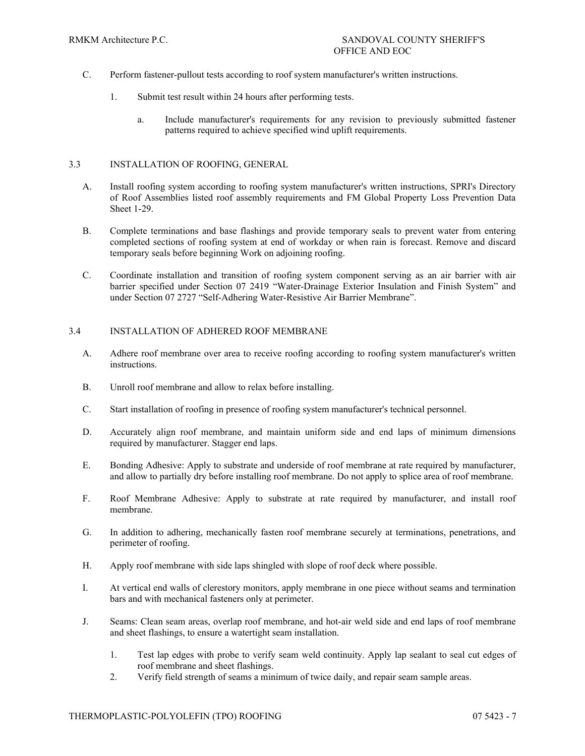C. Perform fastener-pullout tests according to roof system manufacturer's written instructions.

   1. Submit test result within 24 hours after performing tests.

      a. Include manufacturer's requirements for any revision to previously submitted fastener patterns required to achieve specified wind uplift requirements.

## 3.3 INSTALLATION OF ROOFING, GENERAL

A. Install roofing system according to roofing system manufacturer's written instructions, SPRI's Directory of Roof Assemblies listed roof assembly requirements and FM Global Property Loss Prevention Data Sheet 1-29.

B. Complete terminations and base flashings and provide temporary seals to prevent water from entering completed sections of roofing system at end of workday or when rain is forecast. Remove and discard temporary seals before beginning Work on adjoining roofing.

C. Coordinate installation and transition of roofing system component serving as an air barrier with air barrier specified under Section 07 2419 "Water-Drainage Exterior Insulation and Finish System" and under Section 07 2727 "Self-Adhering Water-Resistive Air Barrier Membrane".

## 3.4 INSTALLATION OF ADHERED ROOF MEMBRANE

A. Adhere roof membrane over area to receive roofing according to roofing system manufacturer's written instructions.

B. Unroll roof membrane and allow to relax before installing.

C. Start installation of roofing in presence of roofing system manufacturer's technical personnel.

D. Accurately align roof membrane, and maintain uniform side and end laps of minimum dimensions required by manufacturer. Stagger end laps.

E. Bonding Adhesive: Apply to substrate and underside of roof membrane at rate required by manufacturer, and allow to partially dry before installing roof membrane. Do not apply to splice area of roof membrane.

F. Roof Membrane Adhesive: Apply to substrate at rate required by manufacturer, and install roof membrane.

G. In addition to adhering, mechanically fasten roof membrane securely at terminations, penetrations, and perimeter of roofing.

H. Apply roof membrane with side laps shingled with slope of roof deck where possible.

I. At vertical end walls of clerestory monitors, apply membrane in one piece without seams and termination bars and with mechanical fasteners only at perimeter.

J. Seams: Clean seam areas, overlap roof membrane, and hot-air weld side and end laps of roof membrane and sheet flashings, to ensure a watertight seam installation.

   1. Test lap edges with probe to verify seam weld continuity. Apply lap sealant to seal cut edges of roof membrane and sheet flashings.
   2. Verify field strength of seams a minimum of twice daily, and repair seam sample areas.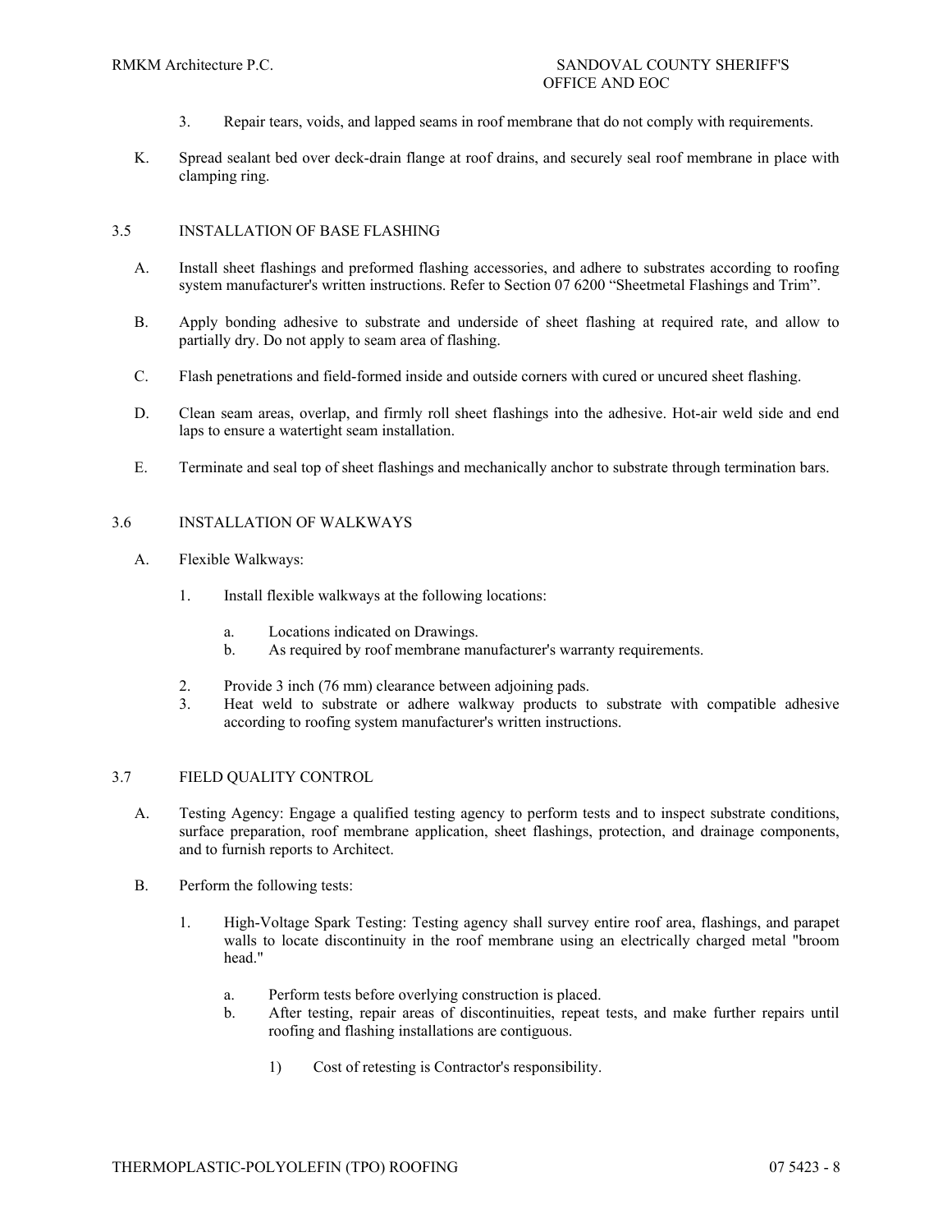3. Repair tears, voids, and lapped seams in roof membrane that do not comply with requirements.

K. Spread sealant bed over deck-drain flange at roof drains, and securely seal roof membrane in place with clamping ring.

## 3.5 INSTALLATION OF BASE FLASHING

A. Install sheet flashings and preformed flashing accessories, and adhere to substrates according to roofing system manufacturer's written instructions. Refer to Section 07 6200 “Sheetmetal Flashings and Trim”.

B. Apply bonding adhesive to substrate and underside of sheet flashing at required rate, and allow to partially dry. Do not apply to seam area of flashing.

C. Flash penetrations and field-formed inside and outside corners with cured or uncured sheet flashing.

D. Clean seam areas, overlap, and firmly roll sheet flashings into the adhesive. Hot-air weld side and end laps to ensure a watertight seam installation.

E. Terminate and seal top of sheet flashings and mechanically anchor to substrate through termination bars.

## 3.6 INSTALLATION OF WALKWAYS

A. Flexible Walkways:

1. Install flexible walkways at the following locations:

    a. Locations indicated on Drawings.
    b. As required by roof membrane manufacturer's warranty requirements.

2. Provide 3 inch (76 mm) clearance between adjoining pads.
3. Heat weld to substrate or adhere walkway products to substrate with compatible adhesive according to roofing system manufacturer's written instructions.

## 3.7 FIELD QUALITY CONTROL

A. Testing Agency: Engage a qualified testing agency to perform tests and to inspect substrate conditions, surface preparation, roof membrane application, sheet flashings, protection, and drainage components, and to furnish reports to Architect.

B. Perform the following tests:

1. High-Voltage Spark Testing: Testing agency shall survey entire roof area, flashings, and parapet walls to locate discontinuity in the roof membrane using an electrically charged metal "broom head."

    a. Perform tests before overlying construction is placed.
    b. After testing, repair areas of discontinuities, repeat tests, and make further repairs until roofing and flashing installations are contiguous.

        1) Cost of retesting is Contractor's responsibility.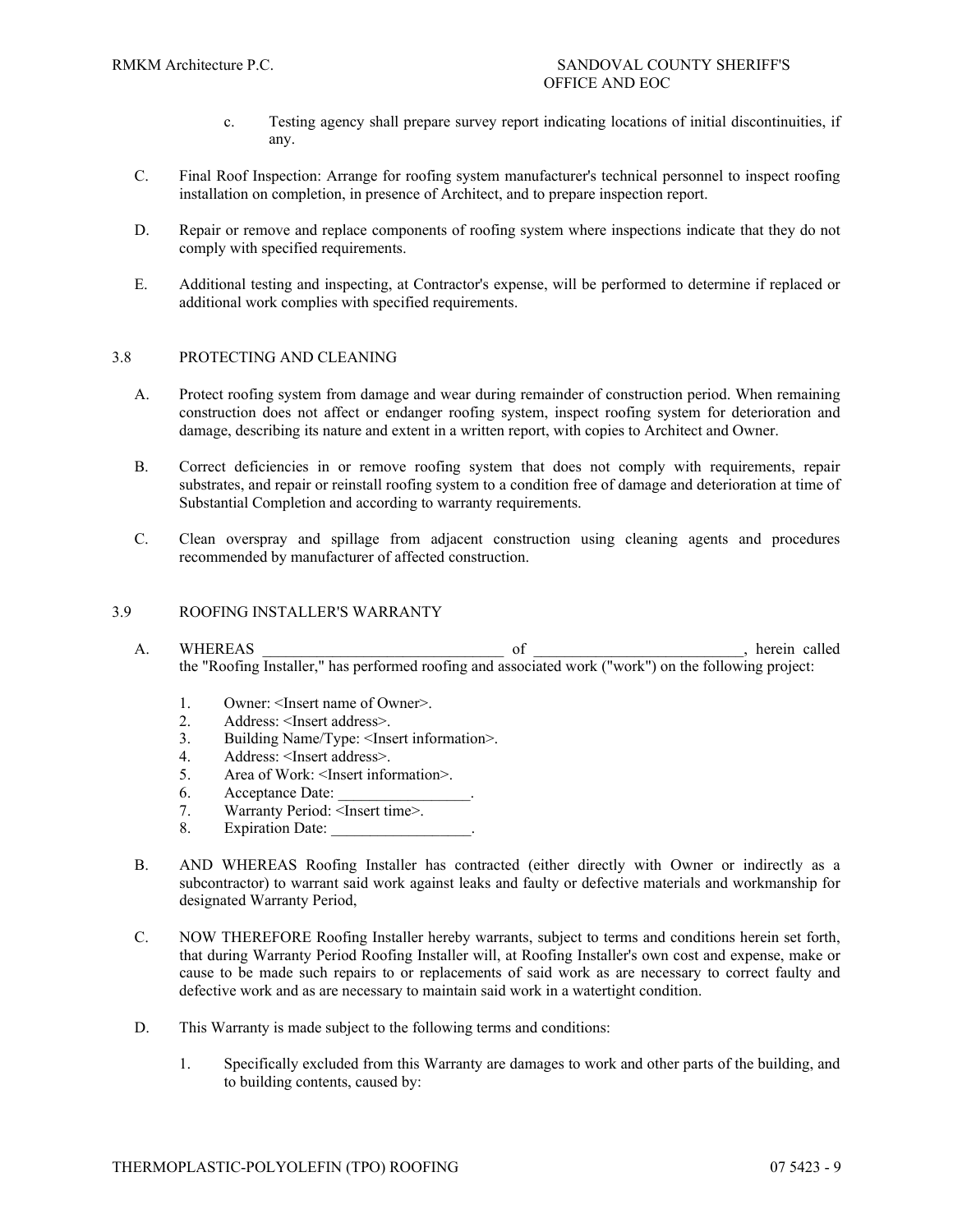c. Testing agency shall prepare survey report indicating locations of initial discontinuities, if any.

C. Final Roof Inspection: Arrange for roofing system manufacturer's technical personnel to inspect roofing installation on completion, in presence of Architect, and to prepare inspection report.

D. Repair or remove and replace components of roofing system where inspections indicate that they do not comply with specified requirements.

E. Additional testing and inspecting, at Contractor's expense, will be performed to determine if replaced or additional work complies with specified requirements.

## 3.8 PROTECTING AND CLEANING

A. Protect roofing system from damage and wear during remainder of construction period. When remaining construction does not affect or endanger roofing system, inspect roofing system for deterioration and damage, describing its nature and extent in a written report, with copies to Architect and Owner.

B. Correct deficiencies in or remove roofing system that does not comply with requirements, repair substrates, and repair or reinstall roofing system to a condition free of damage and deterioration at time of Substantial Completion and according to warranty requirements.

C. Clean overspray and spillage from adjacent construction using cleaning agents and procedures recommended by manufacturer of affected construction.

## 3.9 ROOFING INSTALLER'S WARRANTY

A. WHEREAS ________________________________ of ___________________________, herein called the "Roofing Installer," has performed roofing and associated work ("work") on the following project:

1. Owner: <Insert name of Owner>.
2. Address: <Insert address>.
3. Building Name/Type: <Insert information>.
4. Address: <Insert address>.
5. Area of Work: <Insert information>.
6. Acceptance Date: _________________.
7. Warranty Period: <Insert time>.
8. Expiration Date: __________________.

B. AND WHEREAS Roofing Installer has contracted (either directly with Owner or indirectly as a subcontractor) to warrant said work against leaks and faulty or defective materials and workmanship for designated Warranty Period,

C. NOW THEREFORE Roofing Installer hereby warrants, subject to terms and conditions herein set forth, that during Warranty Period Roofing Installer will, at Roofing Installer's own cost and expense, make or cause to be made such repairs to or replacements of said work as are necessary to correct faulty and defective work and as are necessary to maintain said work in a watertight condition.

D. This Warranty is made subject to the following terms and conditions:

1. Specifically excluded from this Warranty are damages to work and other parts of the building, and to building contents, caused by: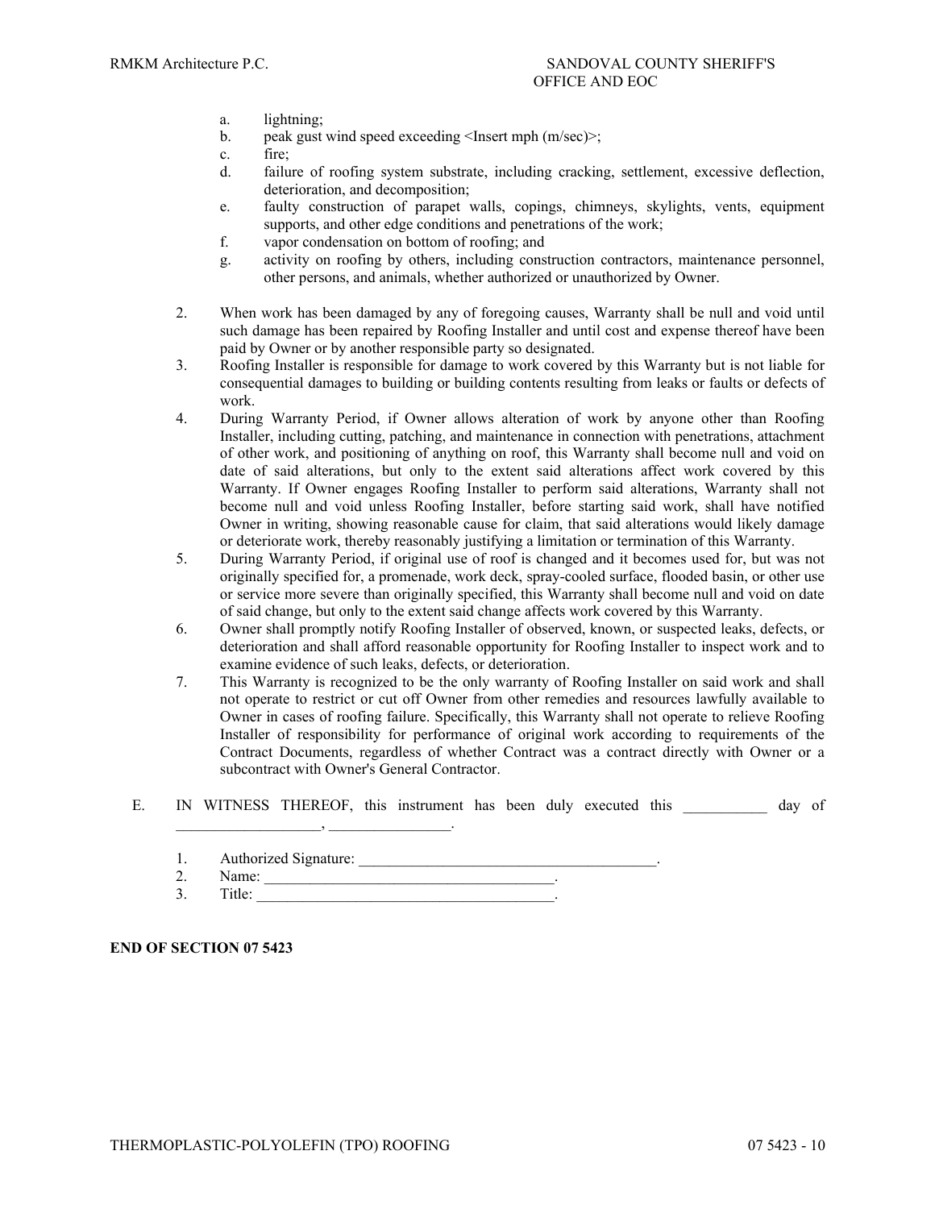a. lightning;
b. peak gust wind speed exceeding <Insert mph (m/sec)>;
c. fire;
d. failure of roofing system substrate, including cracking, settlement, excessive deflection, deterioration, and decomposition;
e. faulty construction of parapet walls, copings, chimneys, skylights, vents, equipment supports, and other edge conditions and penetrations of the work;
f. vapor condensation on bottom of roofing; and
g. activity on roofing by others, including construction contractors, maintenance personnel, other persons, and animals, whether authorized or unauthorized by Owner.

2. When work has been damaged by any of foregoing causes, Warranty shall be null and void until such damage has been repaired by Roofing Installer and until cost and expense thereof have been paid by Owner or by another responsible party so designated.
3. Roofing Installer is responsible for damage to work covered by this Warranty but is not liable for consequential damages to building or building contents resulting from leaks or faults or defects of work.
4. During Warranty Period, if Owner allows alteration of work by anyone other than Roofing Installer, including cutting, patching, and maintenance in connection with penetrations, attachment of other work, and positioning of anything on roof, this Warranty shall become null and void on date of said alterations, but only to the extent said alterations affect work covered by this Warranty. If Owner engages Roofing Installer to perform said alterations, Warranty shall not become null and void unless Roofing Installer, before starting said work, shall have notified Owner in writing, showing reasonable cause for claim, that said alterations would likely damage or deteriorate work, thereby reasonably justifying a limitation or termination of this Warranty.
5. During Warranty Period, if original use of roof is changed and it becomes used for, but was not originally specified for, a promenade, work deck, spray-cooled surface, flooded basin, or other use or service more severe than originally specified, this Warranty shall become null and void on date of said change, but only to the extent said change affects work covered by this Warranty.
6. Owner shall promptly notify Roofing Installer of observed, known, or suspected leaks, defects, or deterioration and shall afford reasonable opportunity for Roofing Installer to inspect work and to examine evidence of such leaks, defects, or deterioration.
7. This Warranty is recognized to be the only warranty of Roofing Installer on said work and shall not operate to restrict or cut off Owner from other remedies and resources lawfully available to Owner in cases of roofing failure. Specifically, this Warranty shall not operate to relieve Roofing Installer of responsibility for performance of original work according to requirements of the Contract Documents, regardless of whether Contract was a contract directly with Owner or a subcontract with Owner's General Contractor.

E. IN WITNESS THEREOF, this instrument has been duly executed this ___________ day of ___________________, ________________.

1. Authorized Signature: _______________________________________.
2. Name: ______________________________________.
3. Title: _______________________________________.

**END OF SECTION 07 5423**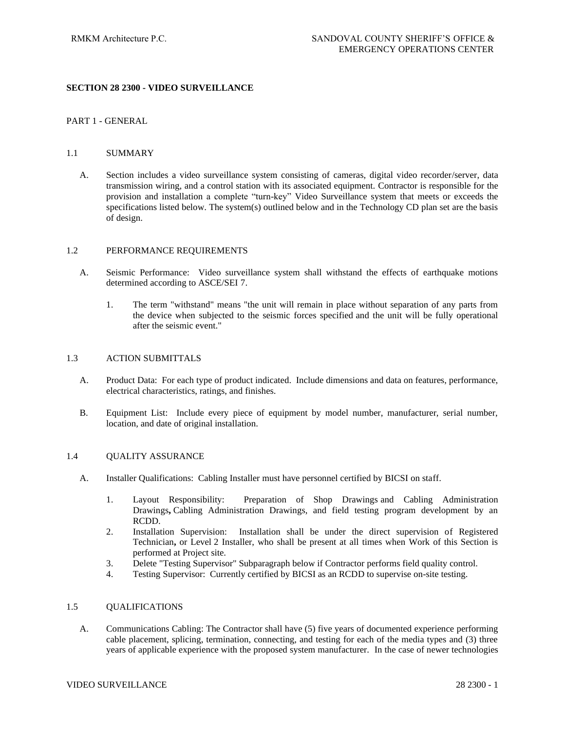## SECTION 28 2300 - VIDEO SURVEILLANCE

### PART 1 - GENERAL

#### 1.1 SUMMARY

A. Section includes a video surveillance system consisting of cameras, digital video recorder/server, data transmission wiring, and a control station with its associated equipment. Contractor is responsible for the provision and installation a complete "turn-key" Video Surveillance system that meets or exceeds the specifications listed below. The system(s) outlined below and in the Technology CD plan set are the basis of design.

#### 1.2 PERFORMANCE REQUIREMENTS

A. Seismic Performance: Video surveillance system shall withstand the effects of earthquake motions determined according to ASCE/SEI 7.

1. The term "withstand" means "the unit will remain in place without separation of any parts from the device when subjected to the seismic forces specified and the unit will be fully operational after the seismic event."

#### 1.3 ACTION SUBMITTALS

A. Product Data: For each type of product indicated. Include dimensions and data on features, performance, electrical characteristics, ratings, and finishes.

B. Equipment List: Include every piece of equipment by model number, manufacturer, serial number, location, and date of original installation.

#### 1.4 QUALITY ASSURANCE

A. Installer Qualifications: Cabling Installer must have personnel certified by BICSI on staff.

1. Layout Responsibility: Preparation of Shop Drawings and Cabling Administration Drawings**,** Cabling Administration Drawings, and field testing program development by an RCDD.
2. Installation Supervision: Installation shall be under the direct supervision of Registered Technician**,** or Level 2 Installer, who shall be present at all times when Work of this Section is performed at Project site.
3. Delete "Testing Supervisor" Subparagraph below if Contractor performs field quality control.
4. Testing Supervisor: Currently certified by BICSI as an RCDD to supervise on-site testing.

#### 1.5 QUALIFICATIONS

A. Communications Cabling: The Contractor shall have (5) five years of documented experience performing cable placement, splicing, termination, connecting, and testing for each of the media types and (3) three years of applicable experience with the proposed system manufacturer. In the case of newer technologies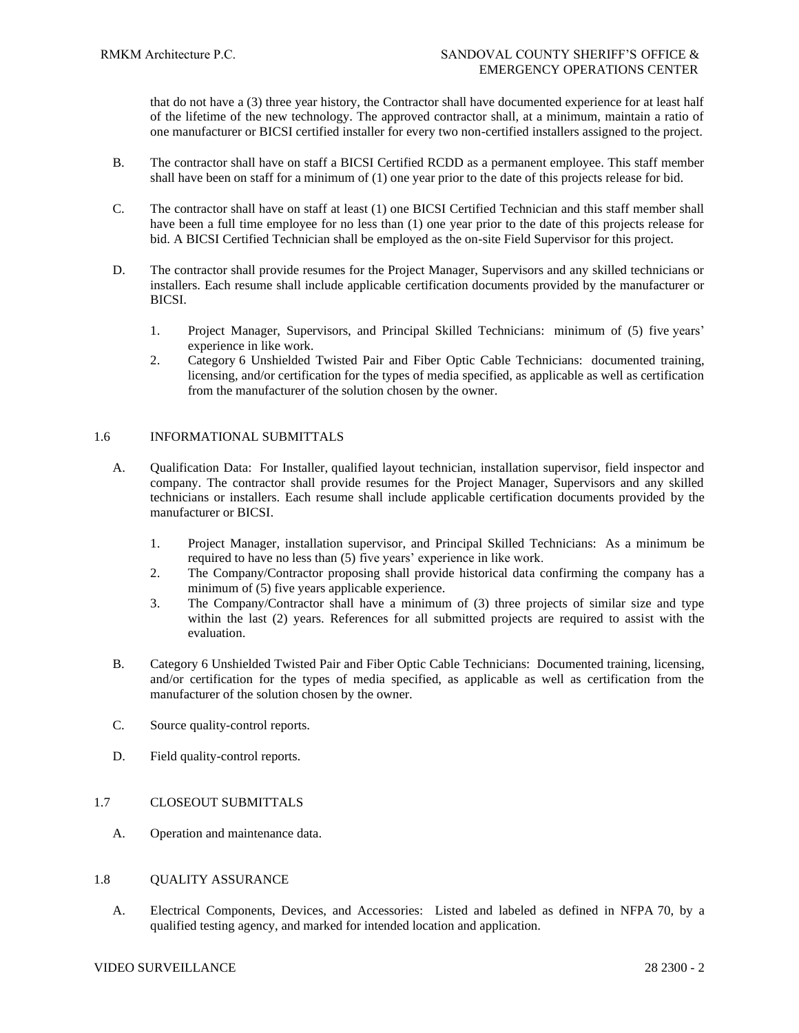that do not have a (3) three year history, the Contractor shall have documented experience for at least half of the lifetime of the new technology. The approved contractor shall, at a minimum, maintain a ratio of one manufacturer or BICSI certified installer for every two non-certified installers assigned to the project.

B. The contractor shall have on staff a BICSI Certified RCDD as a permanent employee. This staff member shall have been on staff for a minimum of (1) one year prior to the date of this projects release for bid.

C. The contractor shall have on staff at least (1) one BICSI Certified Technician and this staff member shall have been a full time employee for no less than (1) one year prior to the date of this projects release for bid. A BICSI Certified Technician shall be employed as the on-site Field Supervisor for this project.

D. The contractor shall provide resumes for the Project Manager, Supervisors and any skilled technicians or installers. Each resume shall include applicable certification documents provided by the manufacturer or BICSI.

1. Project Manager, Supervisors, and Principal Skilled Technicians: minimum of (5) five years' experience in like work.
2. Category 6 Unshielded Twisted Pair and Fiber Optic Cable Technicians: documented training, licensing, and/or certification for the types of media specified, as applicable as well as certification from the manufacturer of the solution chosen by the owner.

## 1.6 INFORMATIONAL SUBMITTALS

A. Qualification Data: For Installer, qualified layout technician, installation supervisor, field inspector and company. The contractor shall provide resumes for the Project Manager, Supervisors and any skilled technicians or installers. Each resume shall include applicable certification documents provided by the manufacturer or BICSI.

1. Project Manager, installation supervisor, and Principal Skilled Technicians: As a minimum be required to have no less than (5) five years' experience in like work.
2. The Company/Contractor proposing shall provide historical data confirming the company has a minimum of (5) five years applicable experience.
3. The Company/Contractor shall have a minimum of (3) three projects of similar size and type within the last (2) years. References for all submitted projects are required to assist with the evaluation.

B. Category 6 Unshielded Twisted Pair and Fiber Optic Cable Technicians: Documented training, licensing, and/or certification for the types of media specified, as applicable as well as certification from the manufacturer of the solution chosen by the owner.

C. Source quality-control reports.

D. Field quality-control reports.

## 1.7 CLOSEOUT SUBMITTALS

A. Operation and maintenance data.

## 1.8 QUALITY ASSURANCE

A. Electrical Components, Devices, and Accessories: Listed and labeled as defined in NFPA 70, by a qualified testing agency, and marked for intended location and application.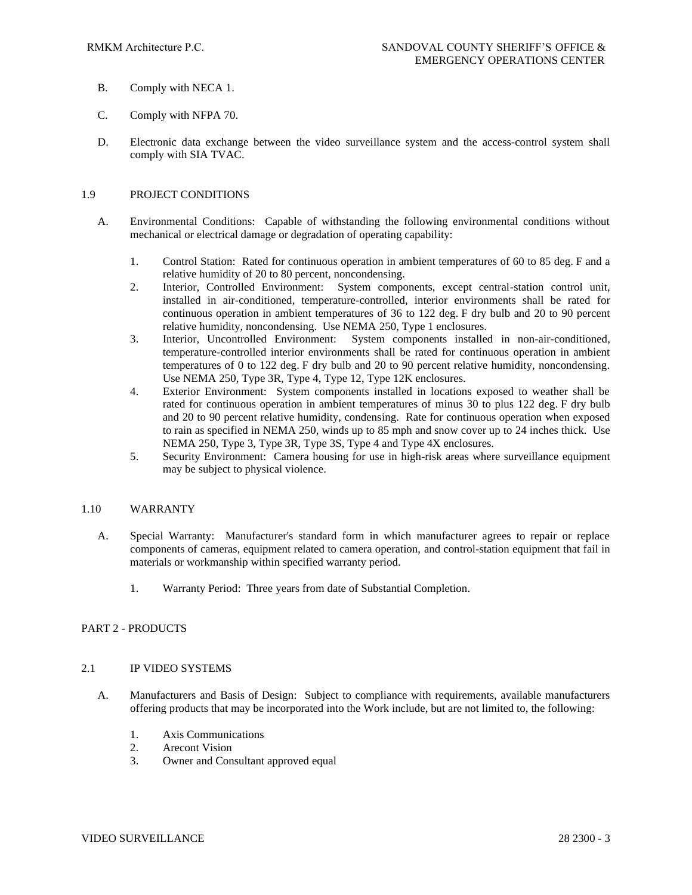B. Comply with NECA 1.

C. Comply with NFPA 70.

D. Electronic data exchange between the video surveillance system and the access-control system shall comply with SIA TVAC.

## 1.9 PROJECT CONDITIONS

A. Environmental Conditions: Capable of withstanding the following environmental conditions without mechanical or electrical damage or degradation of operating capability:

1. Control Station: Rated for continuous operation in ambient temperatures of 60 to 85 deg. F and a relative humidity of 20 to 80 percent, noncondensing.
2. Interior, Controlled Environment: System components, except central-station control unit, installed in air-conditioned, temperature-controlled, interior environments shall be rated for continuous operation in ambient temperatures of 36 to 122 deg. F dry bulb and 20 to 90 percent relative humidity, noncondensing. Use NEMA 250, Type 1 enclosures.
3. Interior, Uncontrolled Environment: System components installed in non-air-conditioned, temperature-controlled interior environments shall be rated for continuous operation in ambient temperatures of 0 to 122 deg. F dry bulb and 20 to 90 percent relative humidity, noncondensing. Use NEMA 250, Type 3R, Type 4, Type 12, Type 12K enclosures.
4. Exterior Environment: System components installed in locations exposed to weather shall be rated for continuous operation in ambient temperatures of minus 30 to plus 122 deg. F dry bulb and 20 to 90 percent relative humidity, condensing. Rate for continuous operation when exposed to rain as specified in NEMA 250, winds up to 85 mph and snow cover up to 24 inches thick. Use NEMA 250, Type 3, Type 3R, Type 3S, Type 4 and Type 4X enclosures.
5. Security Environment: Camera housing for use in high-risk areas where surveillance equipment may be subject to physical violence.

## 1.10 WARRANTY

A. Special Warranty: Manufacturer's standard form in which manufacturer agrees to repair or replace components of cameras, equipment related to camera operation, and control-station equipment that fail in materials or workmanship within specified warranty period.

1. Warranty Period: Three years from date of Substantial Completion.

# PART 2 - PRODUCTS

## 2.1 IP VIDEO SYSTEMS

A. Manufacturers and Basis of Design: Subject to compliance with requirements, available manufacturers offering products that may be incorporated into the Work include, but are not limited to, the following:

1. Axis Communications
2. Arecont Vision
3. Owner and Consultant approved equal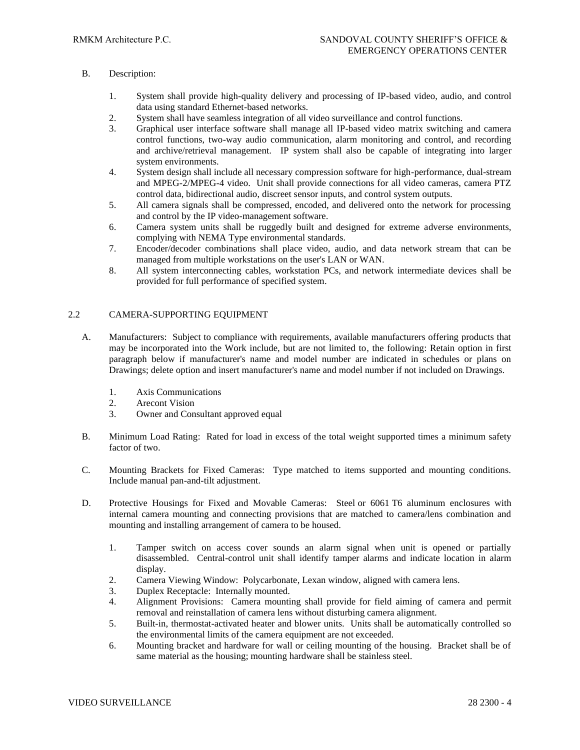B. Description:

1. System shall provide high-quality delivery and processing of IP-based video, audio, and control data using standard Ethernet-based networks.
2. System shall have seamless integration of all video surveillance and control functions.
3. Graphical user interface software shall manage all IP-based video matrix switching and camera control functions, two-way audio communication, alarm monitoring and control, and recording and archive/retrieval management. IP system shall also be capable of integrating into larger system environments.
4. System design shall include all necessary compression software for high-performance, dual-stream and MPEG-2/MPEG-4 video. Unit shall provide connections for all video cameras, camera PTZ control data, bidirectional audio, discreet sensor inputs, and control system outputs.
5. All camera signals shall be compressed, encoded, and delivered onto the network for processing and control by the IP video-management software.
6. Camera system units shall be ruggedly built and designed for extreme adverse environments, complying with NEMA Type environmental standards.
7. Encoder/decoder combinations shall place video, audio, and data network stream that can be managed from multiple workstations on the user's LAN or WAN.
8. All system interconnecting cables, workstation PCs, and network intermediate devices shall be provided for full performance of specified system.

## 2.2 CAMERA-SUPPORTING EQUIPMENT

A. Manufacturers: Subject to compliance with requirements, available manufacturers offering products that may be incorporated into the Work include, but are not limited to, the following: Retain option in first paragraph below if manufacturer's name and model number are indicated in schedules or plans on Drawings; delete option and insert manufacturer's name and model number if not included on Drawings.

1. Axis Communications
2. Arecont Vision
3. Owner and Consultant approved equal

B. Minimum Load Rating: Rated for load in excess of the total weight supported times a minimum safety factor of two.

C. Mounting Brackets for Fixed Cameras: Type matched to items supported and mounting conditions. Include manual pan-and-tilt adjustment.

D. Protective Housings for Fixed and Movable Cameras: Steel or 6061 T6 aluminum enclosures with internal camera mounting and connecting provisions that are matched to camera/lens combination and mounting and installing arrangement of camera to be housed.

1. Tamper switch on access cover sounds an alarm signal when unit is opened or partially disassembled. Central-control unit shall identify tamper alarms and indicate location in alarm display.
2. Camera Viewing Window: Polycarbonate, Lexan window, aligned with camera lens.
3. Duplex Receptacle: Internally mounted.
4. Alignment Provisions: Camera mounting shall provide for field aiming of camera and permit removal and reinstallation of camera lens without disturbing camera alignment.
5. Built-in, thermostat-activated heater and blower units. Units shall be automatically controlled so the environmental limits of the camera equipment are not exceeded.
6. Mounting bracket and hardware for wall or ceiling mounting of the housing. Bracket shall be of same material as the housing; mounting hardware shall be stainless steel.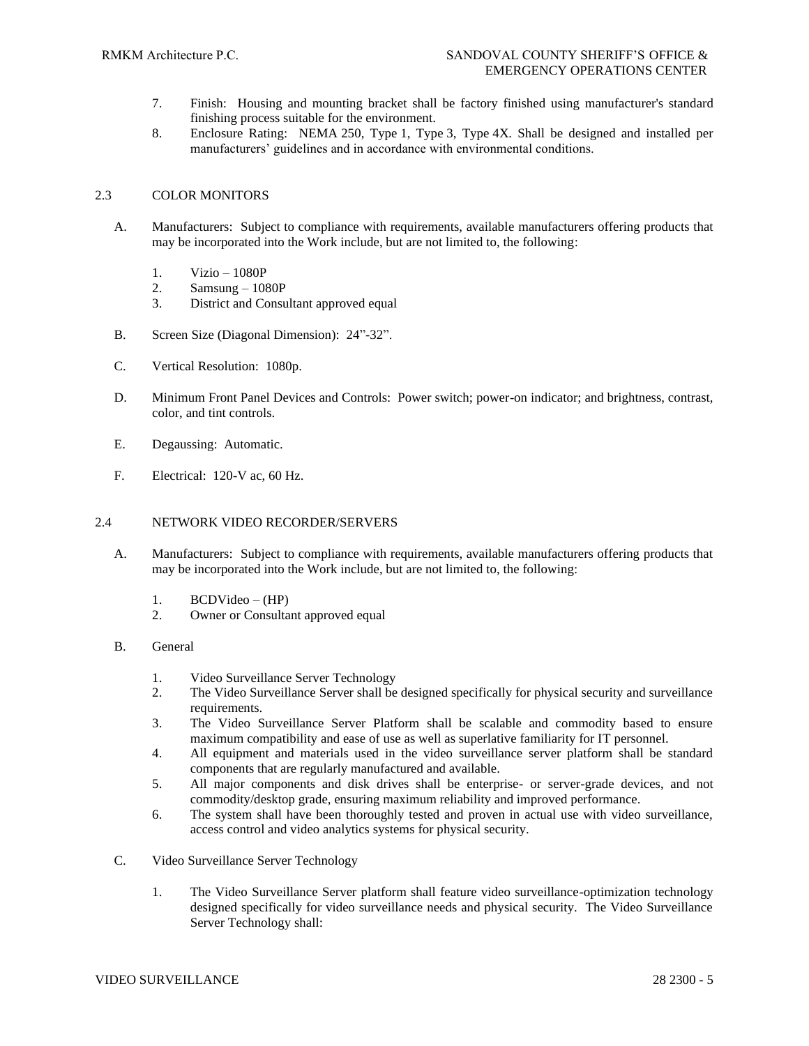7. Finish: Housing and mounting bracket shall be factory finished using manufacturer's standard finishing process suitable for the environment.
8. Enclosure Rating: NEMA 250, Type 1, Type 3, Type 4X. Shall be designed and installed per manufacturers' guidelines and in accordance with environmental conditions.

## 2.3 COLOR MONITORS

A. Manufacturers: Subject to compliance with requirements, available manufacturers offering products that may be incorporated into the Work include, but are not limited to, the following:

1. Vizio – 1080P
2. Samsung – 1080P
3. District and Consultant approved equal

B. Screen Size (Diagonal Dimension): 24"-32".

C. Vertical Resolution: 1080p.

D. Minimum Front Panel Devices and Controls: Power switch; power-on indicator; and brightness, contrast, color, and tint controls.

E. Degaussing: Automatic.

F. Electrical: 120-V ac, 60 Hz.

## 2.4 NETWORK VIDEO RECORDER/SERVERS

A. Manufacturers: Subject to compliance with requirements, available manufacturers offering products that may be incorporated into the Work include, but are not limited to, the following:

1. BCDVideo – (HP)
2. Owner or Consultant approved equal

B. General

1. Video Surveillance Server Technology
2. The Video Surveillance Server shall be designed specifically for physical security and surveillance requirements.
3. The Video Surveillance Server Platform shall be scalable and commodity based to ensure maximum compatibility and ease of use as well as superlative familiarity for IT personnel.
4. All equipment and materials used in the video surveillance server platform shall be standard components that are regularly manufactured and available.
5. All major components and disk drives shall be enterprise- or server-grade devices, and not commodity/desktop grade, ensuring maximum reliability and improved performance.
6. The system shall have been thoroughly tested and proven in actual use with video surveillance, access control and video analytics systems for physical security.

C. Video Surveillance Server Technology

1. The Video Surveillance Server platform shall feature video surveillance-optimization technology designed specifically for video surveillance needs and physical security. The Video Surveillance Server Technology shall: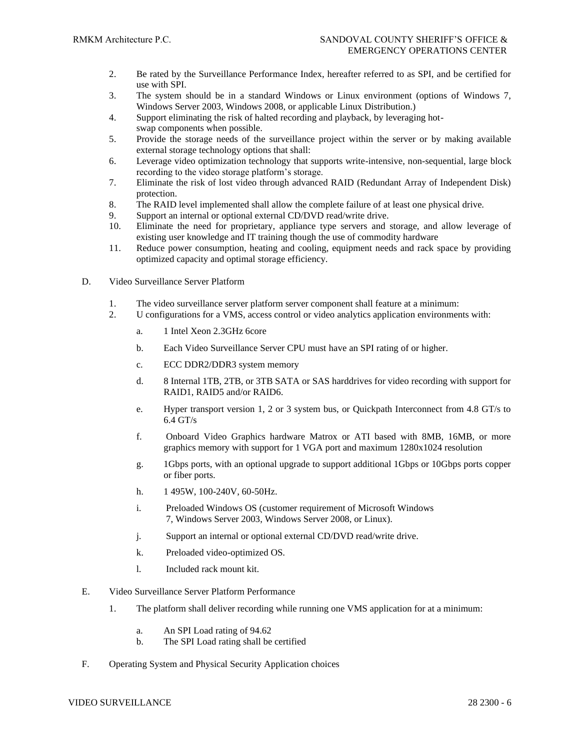2. Be rated by the Surveillance Performance Index, hereafter referred to as SPI, and be certified for use with SPI.
3. The system should be in a standard Windows or Linux environment (options of Windows 7, Windows Server 2003, Windows 2008, or applicable Linux Distribution.)
4. Support eliminating the risk of halted recording and playback, by leveraging hot-swap components when possible.
5. Provide the storage needs of the surveillance project within the server or by making available external storage technology options that shall:
6. Leverage video optimization technology that supports write-intensive, non-sequential, large block recording to the video storage platform's storage.
7. Eliminate the risk of lost video through advanced RAID (Redundant Array of Independent Disk) protection.
8. The RAID level implemented shall allow the complete failure of at least one physical drive.
9. Support an internal or optional external CD/DVD read/write drive.
10. Eliminate the need for proprietary, appliance type servers and storage, and allow leverage of existing user knowledge and IT training though the use of commodity hardware
11. Reduce power consumption, heating and cooling, equipment needs and rack space by providing optimized capacity and optimal storage efficiency.

D. Video Surveillance Server Platform

1. The video surveillance server platform server component shall feature at a minimum:
2. U configurations for a VMS, access control or video analytics application environments with:

   a. 1 Intel Xeon 2.3GHz 6core

   b. Each Video Surveillance Server CPU must have an SPI rating of or higher.

   c. ECC DDR2/DDR3 system memory

   d. 8 Internal 1TB, 2TB, or 3TB SATA or SAS harddrives for video recording with support for RAID1, RAID5 and/or RAID6.

   e. Hyper transport version 1, 2 or 3 system bus, or Quickpath Interconnect from 4.8 GT/s to 6.4 GT/s

   f. Onboard Video Graphics hardware Matrox or ATI based with 8MB, 16MB, or more graphics memory with support for 1 VGA port and maximum 1280x1024 resolution

   g. 1Gbps ports, with an optional upgrade to support additional 1Gbps or 10Gbps ports copper or fiber ports.

   h. 1 495W, 100-240V, 60-50Hz.

   i. Preloaded Windows OS (customer requirement of Microsoft Windows 7, Windows Server 2003, Windows Server 2008, or Linux).

   j. Support an internal or optional external CD/DVD read/write drive.

   k. Preloaded video-optimized OS.

   l. Included rack mount kit.

E. Video Surveillance Server Platform Performance

1. The platform shall deliver recording while running one VMS application for at a minimum:

   a. An SPI Load rating of 94.62
   b. The SPI Load rating shall be certified

F. Operating System and Physical Security Application choices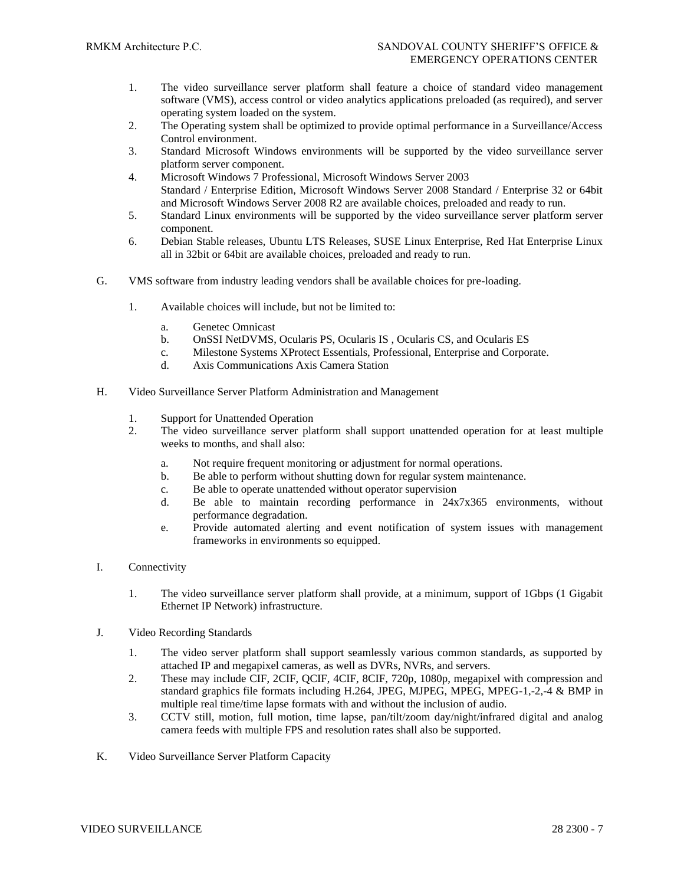1. The video surveillance server platform shall feature a choice of standard video management software (VMS), access control or video analytics applications preloaded (as required), and server operating system loaded on the system.
2. The Operating system shall be optimized to provide optimal performance in a Surveillance/Access Control environment.
3. Standard Microsoft Windows environments will be supported by the video surveillance server platform server component.
4. Microsoft Windows 7 Professional, Microsoft Windows Server 2003 Standard / Enterprise Edition, Microsoft Windows Server 2008 Standard / Enterprise 32 or 64bit and Microsoft Windows Server 2008 R2 are available choices, preloaded and ready to run.
5. Standard Linux environments will be supported by the video surveillance server platform server component.
6. Debian Stable releases, Ubuntu LTS Releases, SUSE Linux Enterprise, Red Hat Enterprise Linux all in 32bit or 64bit are available choices, preloaded and ready to run.

G. VMS software from industry leading vendors shall be available choices for pre-loading.

1. Available choices will include, but not be limited to:
   a. Genetec Omnicast
   b. OnSSI NetDVMS, Ocularis PS, Ocularis IS , Ocularis CS, and Ocularis ES
   c. Milestone Systems XProtect Essentials, Professional, Enterprise and Corporate.
   d. Axis Communications Axis Camera Station

H. Video Surveillance Server Platform Administration and Management

1. Support for Unattended Operation
2. The video surveillance server platform shall support unattended operation for at least multiple weeks to months, and shall also:
   a. Not require frequent monitoring or adjustment for normal operations.
   b. Be able to perform without shutting down for regular system maintenance.
   c. Be able to operate unattended without operator supervision
   d. Be able to maintain recording performance in 24x7x365 environments, without performance degradation.
   e. Provide automated alerting and event notification of system issues with management frameworks in environments so equipped.

I. Connectivity

1. The video surveillance server platform shall provide, at a minimum, support of 1Gbps (1 Gigabit Ethernet IP Network) infrastructure.

J. Video Recording Standards

1. The video server platform shall support seamlessly various common standards, as supported by attached IP and megapixel cameras, as well as DVRs, NVRs, and servers.
2. These may include CIF, 2CIF, QCIF, 4CIF, 8CIF, 720p, 1080p, megapixel with compression and standard graphics file formats including H.264, JPEG, MJPEG, MPEG, MPEG-1,-2,-4 & BMP in multiple real time/time lapse formats with and without the inclusion of audio.
3. CCTV still, motion, full motion, time lapse, pan/tilt/zoom day/night/infrared digital and analog camera feeds with multiple FPS and resolution rates shall also be supported.

K. Video Surveillance Server Platform Capacity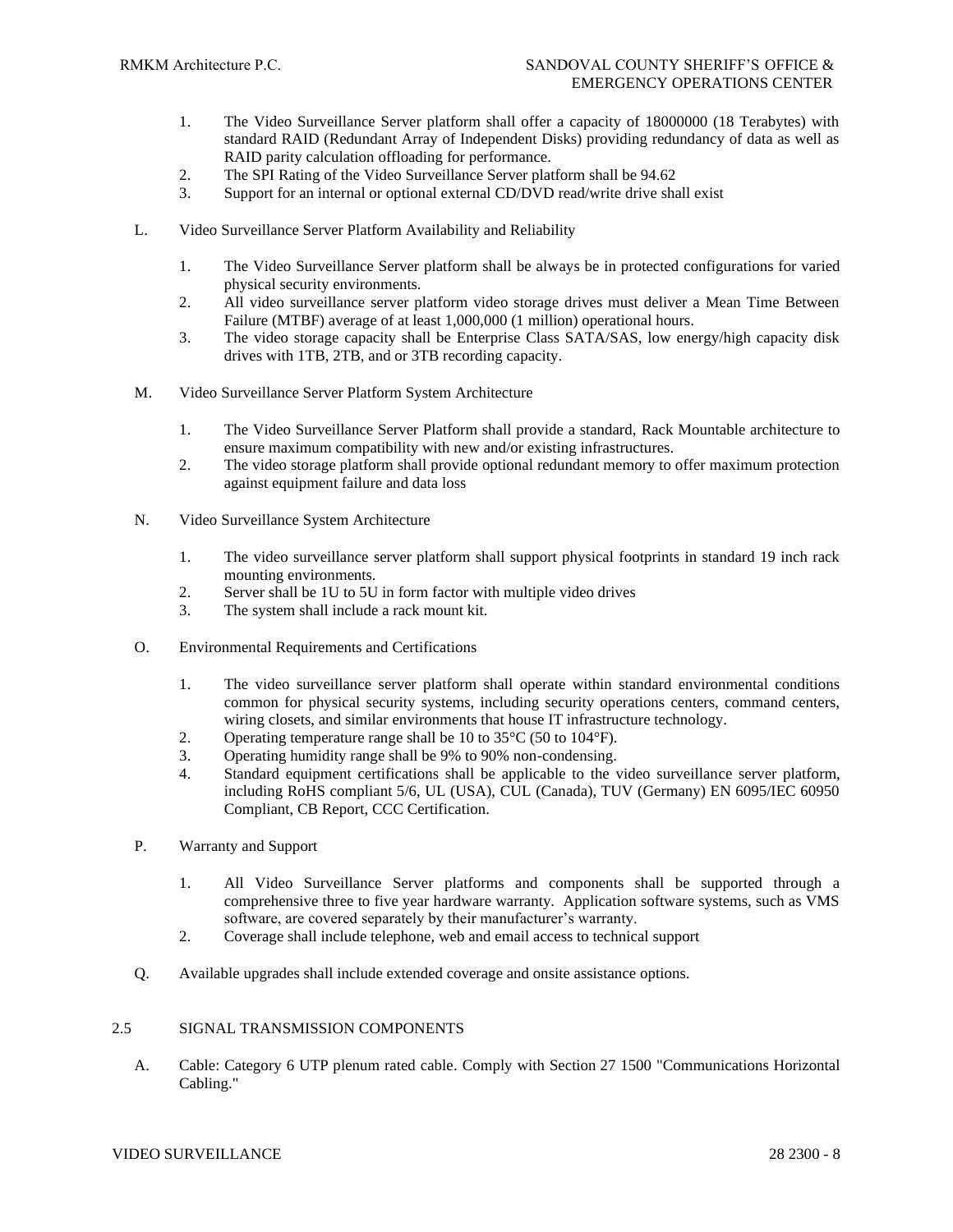1. The Video Surveillance Server platform shall offer a capacity of 18000000 (18 Terabytes) with standard RAID (Redundant Array of Independent Disks) providing redundancy of data as well as RAID parity calculation offloading for performance.
2. The SPI Rating of the Video Surveillance Server platform shall be 94.62
3. Support for an internal or optional external CD/DVD read/write drive shall exist

L. Video Surveillance Server Platform Availability and Reliability

1. The Video Surveillance Server platform shall be always be in protected configurations for varied physical security environments.
2. All video surveillance server platform video storage drives must deliver a Mean Time Between Failure (MTBF) average of at least 1,000,000 (1 million) operational hours.
3. The video storage capacity shall be Enterprise Class SATA/SAS, low energy/high capacity disk drives with 1TB, 2TB, and or 3TB recording capacity.

M. Video Surveillance Server Platform System Architecture

1. The Video Surveillance Server Platform shall provide a standard, Rack Mountable architecture to ensure maximum compatibility with new and/or existing infrastructures.
2. The video storage platform shall provide optional redundant memory to offer maximum protection against equipment failure and data loss

N. Video Surveillance System Architecture

1. The video surveillance server platform shall support physical footprints in standard 19 inch rack mounting environments.
2. Server shall be 1U to 5U in form factor with multiple video drives
3. The system shall include a rack mount kit.

O. Environmental Requirements and Certifications

1. The video surveillance server platform shall operate within standard environmental conditions common for physical security systems, including security operations centers, command centers, wiring closets, and similar environments that house IT infrastructure technology.
2. Operating temperature range shall be 10 to 35°C (50 to 104°F).
3. Operating humidity range shall be 9% to 90% non-condensing.
4. Standard equipment certifications shall be applicable to the video surveillance server platform, including RoHS compliant 5/6, UL (USA), CUL (Canada), TUV (Germany) EN 6095/IEC 60950 Compliant, CB Report, CCC Certification.

P. Warranty and Support

1. All Video Surveillance Server platforms and components shall be supported through a comprehensive three to five year hardware warranty. Application software systems, such as VMS software, are covered separately by their manufacturer's warranty.
2. Coverage shall include telephone, web and email access to technical support

Q. Available upgrades shall include extended coverage and onsite assistance options.

## 2.5 SIGNAL TRANSMISSION COMPONENTS

A. Cable: Category 6 UTP plenum rated cable. Comply with Section 27 1500 "Communications Horizontal Cabling."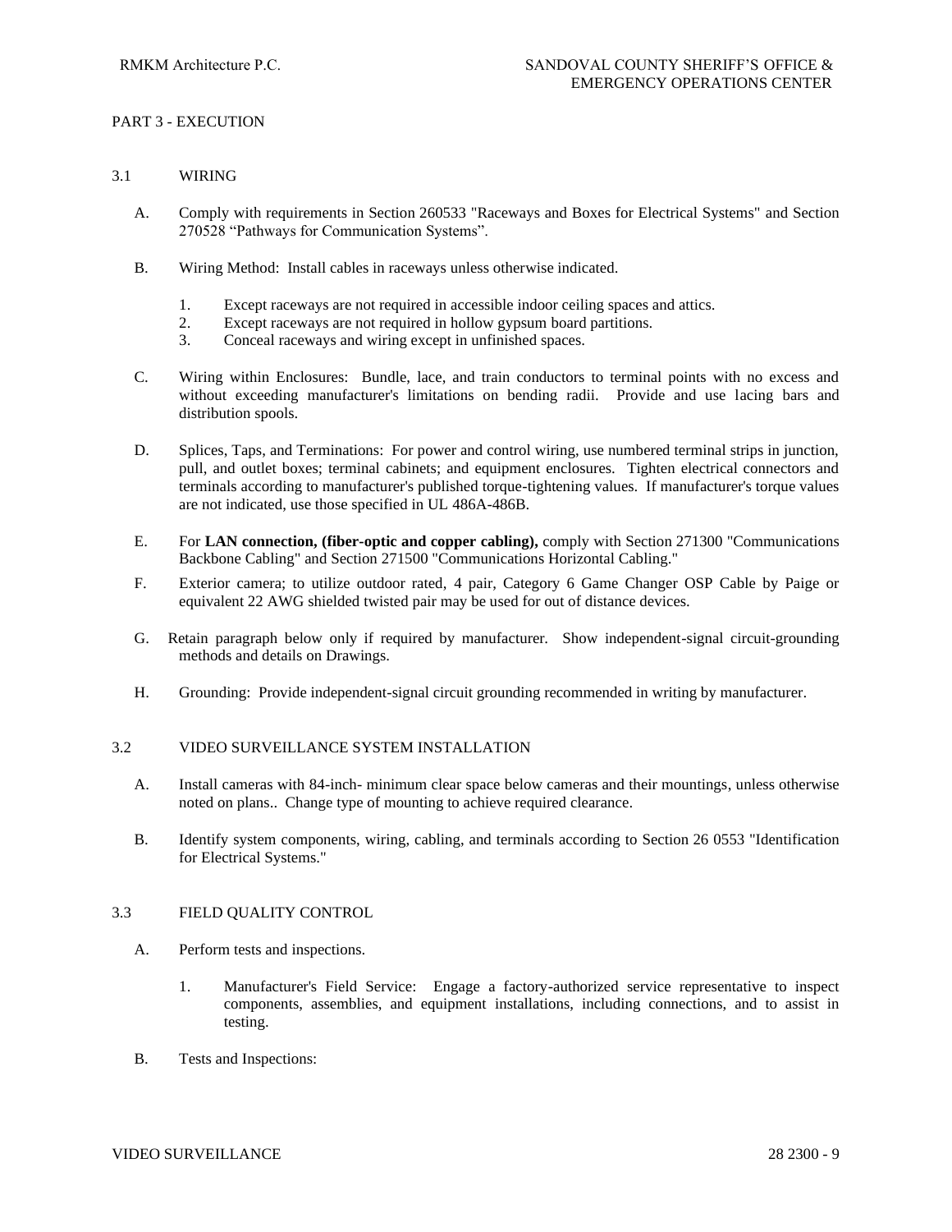## PART 3 - EXECUTION

### 3.1 WIRING

A. Comply with requirements in Section 260533 "Raceways and Boxes for Electrical Systems" and Section 270528 “Pathways for Communication Systems”.

B. Wiring Method: Install cables in raceways unless otherwise indicated.

1. Except raceways are not required in accessible indoor ceiling spaces and attics.
2. Except raceways are not required in hollow gypsum board partitions.
3. Conceal raceways and wiring except in unfinished spaces.

C. Wiring within Enclosures: Bundle, lace, and train conductors to terminal points with no excess and without exceeding manufacturer's limitations on bending radii. Provide and use lacing bars and distribution spools.

D. Splices, Taps, and Terminations: For power and control wiring, use numbered terminal strips in junction, pull, and outlet boxes; terminal cabinets; and equipment enclosures. Tighten electrical connectors and terminals according to manufacturer's published torque-tightening values. If manufacturer's torque values are not indicated, use those specified in UL 486A-486B.

E. For **LAN connection, (fiber-optic and copper cabling),** comply with Section 271300 "Communications Backbone Cabling" and Section 271500 "Communications Horizontal Cabling."

F. Exterior camera; to utilize outdoor rated, 4 pair, Category 6 Game Changer OSP Cable by Paige or equivalent 22 AWG shielded twisted pair may be used for out of distance devices.

G. Retain paragraph below only if required by manufacturer. Show independent-signal circuit-grounding methods and details on Drawings.

H. Grounding: Provide independent-signal circuit grounding recommended in writing by manufacturer.

### 3.2 VIDEO SURVEILLANCE SYSTEM INSTALLATION

A. Install cameras with 84-inch- minimum clear space below cameras and their mountings, unless otherwise noted on plans.. Change type of mounting to achieve required clearance.

B. Identify system components, wiring, cabling, and terminals according to Section 26 0553 "Identification for Electrical Systems."

### 3.3 FIELD QUALITY CONTROL

A. Perform tests and inspections.

1. Manufacturer's Field Service: Engage a factory-authorized service representative to inspect components, assemblies, and equipment installations, including connections, and to assist in testing.

B. Tests and Inspections: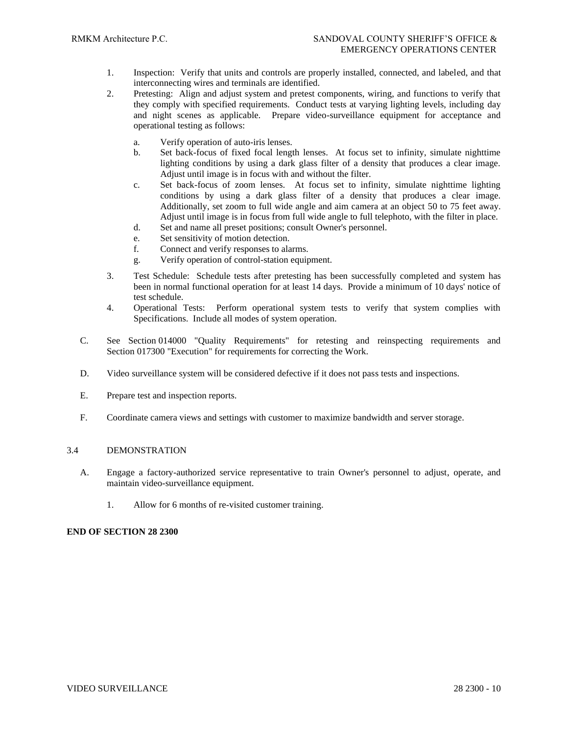1. Inspection: Verify that units and controls are properly installed, connected, and labeled, and that interconnecting wires and terminals are identified.
2. Pretesting: Align and adjust system and pretest components, wiring, and functions to verify that they comply with specified requirements. Conduct tests at varying lighting levels, including day and night scenes as applicable. Prepare video-surveillance equipment for acceptance and operational testing as follows:
    a. Verify operation of auto-iris lenses.
    b. Set back-focus of fixed focal length lenses. At focus set to infinity, simulate nighttime lighting conditions by using a dark glass filter of a density that produces a clear image. Adjust until image is in focus with and without the filter.
    c. Set back-focus of zoom lenses. At focus set to infinity, simulate nighttime lighting conditions by using a dark glass filter of a density that produces a clear image. Additionally, set zoom to full wide angle and aim camera at an object 50 to 75 feet away. Adjust until image is in focus from full wide angle to full telephoto, with the filter in place.
    d. Set and name all preset positions; consult Owner's personnel.
    e. Set sensitivity of motion detection.
    f. Connect and verify responses to alarms.
    g. Verify operation of control-station equipment.
3. Test Schedule: Schedule tests after pretesting has been successfully completed and system has been in normal functional operation for at least 14 days. Provide a minimum of 10 days' notice of test schedule.
4. Operational Tests: Perform operational system tests to verify that system complies with Specifications. Include all modes of system operation.

C. See Section 014000 "Quality Requirements" for retesting and reinspecting requirements and Section 017300 "Execution" for requirements for correcting the Work.

D. Video surveillance system will be considered defective if it does not pass tests and inspections.

E. Prepare test and inspection reports.

F. Coordinate camera views and settings with customer to maximize bandwidth and server storage.

## 3.4 DEMONSTRATION

A. Engage a factory-authorized service representative to train Owner's personnel to adjust, operate, and maintain video-surveillance equipment.

1. Allow for 6 months of re-visited customer training.

**END OF SECTION 28 2300**